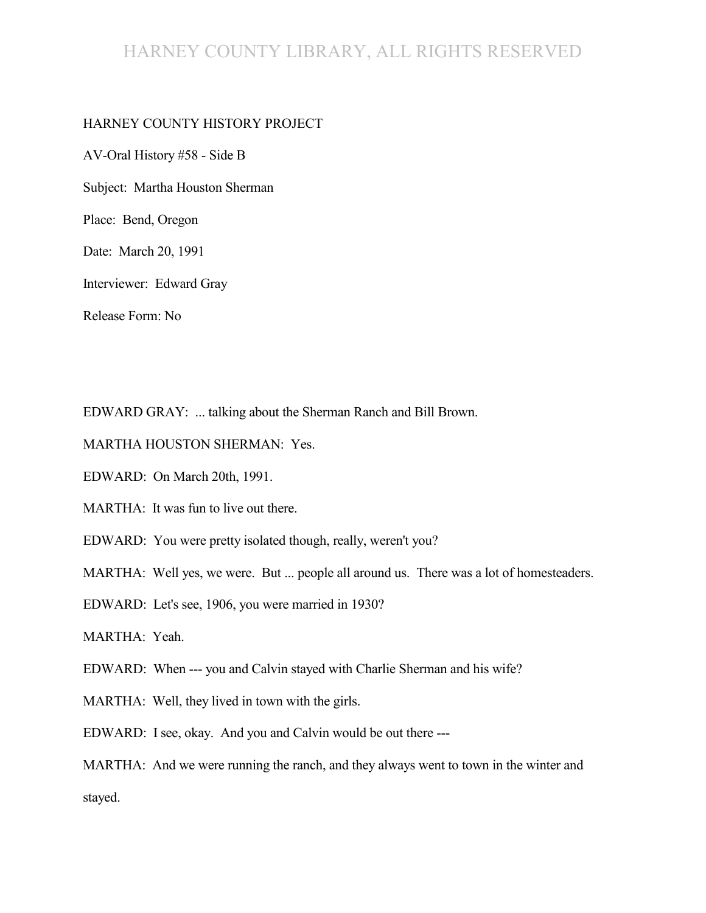HARNEY COUNTY HISTORY PROJECT

AV-Oral History #58 - Side B

Subject: Martha Houston Sherman

Place: Bend, Oregon

Date: March 20, 1991

Interviewer: Edward Gray

Release Form: No

EDWARD GRAY: ... talking about the Sherman Ranch and Bill Brown.

MARTHA HOUSTON SHERMAN: Yes.

EDWARD: On March 20th, 1991.

MARTHA: It was fun to live out there.

EDWARD: You were pretty isolated though, really, weren't you?

MARTHA: Well yes, we were. But ... people all around us. There was a lot of homesteaders.

EDWARD: Let's see, 1906, you were married in 1930?

MARTHA: Yeah.

EDWARD: When --- you and Calvin stayed with Charlie Sherman and his wife?

MARTHA: Well, they lived in town with the girls.

EDWARD: I see, okay. And you and Calvin would be out there ---

MARTHA: And we were running the ranch, and they always went to town in the winter and stayed.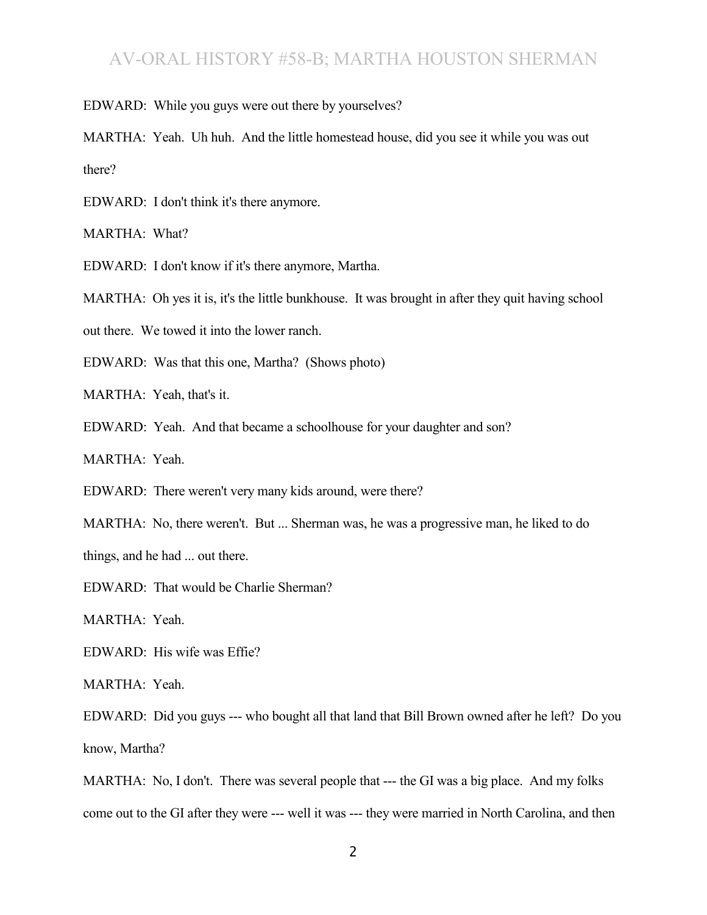EDWARD: While you guys were out there by yourselves?

MARTHA: Yeah. Uh huh. And the little homestead house, did you see it while you was out there?

EDWARD: I don't think it's there anymore.

MARTHA: What?

EDWARD: I don't know if it's there anymore, Martha.

MARTHA: Oh yes it is, it's the little bunkhouse. It was brought in after they quit having school out there. We towed it into the lower ranch.

EDWARD: Was that this one, Martha? (Shows photo)

MARTHA: Yeah, that's it.

EDWARD: Yeah. And that became a schoolhouse for your daughter and son?

MARTHA: Yeah.

EDWARD: There weren't very many kids around, were there?

MARTHA: No, there weren't. But ... Sherman was, he was a progressive man, he liked to do things, and he had ... out there.

EDWARD: That would be Charlie Sherman?

MARTHA: Yeah.

EDWARD: His wife was Effie?

MARTHA: Yeah.

EDWARD: Did you guys --- who bought all that land that Bill Brown owned after he left? Do you know, Martha?

MARTHA: No, I don't. There was several people that --- the GI was a big place. And my folks come out to the GI after they were --- well it was --- they were married in North Carolina, and then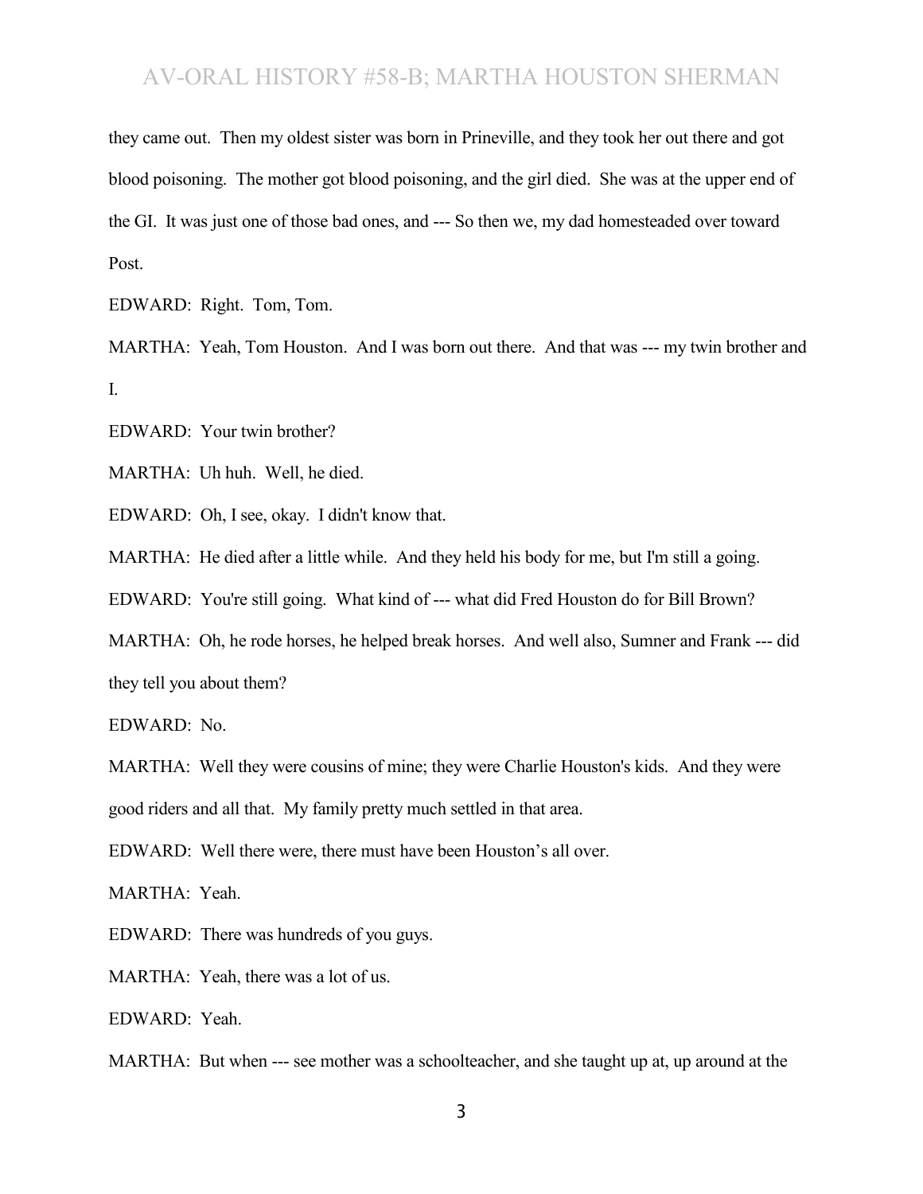they came out. Then my oldest sister was born in Prineville, and they took her out there and got blood poisoning. The mother got blood poisoning, and the girl died. She was at the upper end of the GI. It was just one of those bad ones, and --- So then we, my dad homesteaded over toward Post.

EDWARD: Right. Tom, Tom.

MARTHA: Yeah, Tom Houston. And I was born out there. And that was --- my twin brother and I.

EDWARD: Your twin brother?

MARTHA: Uh huh. Well, he died.

EDWARD: Oh, I see, okay. I didn't know that.

MARTHA: He died after a little while. And they held his body for me, but I'm still a going.

EDWARD: You're still going. What kind of --- what did Fred Houston do for Bill Brown?

MARTHA: Oh, he rode horses, he helped break horses. And well also, Sumner and Frank --- did they tell you about them?

EDWARD: No.

MARTHA: Well they were cousins of mine; they were Charlie Houston's kids. And they were good riders and all that. My family pretty much settled in that area.

EDWARD: Well there were, there must have been Houston's all over.

MARTHA: Yeah.

EDWARD: There was hundreds of you guys.

MARTHA: Yeah, there was a lot of us.

EDWARD: Yeah.

MARTHA: But when --- see mother was a schoolteacher, and she taught up at, up around at the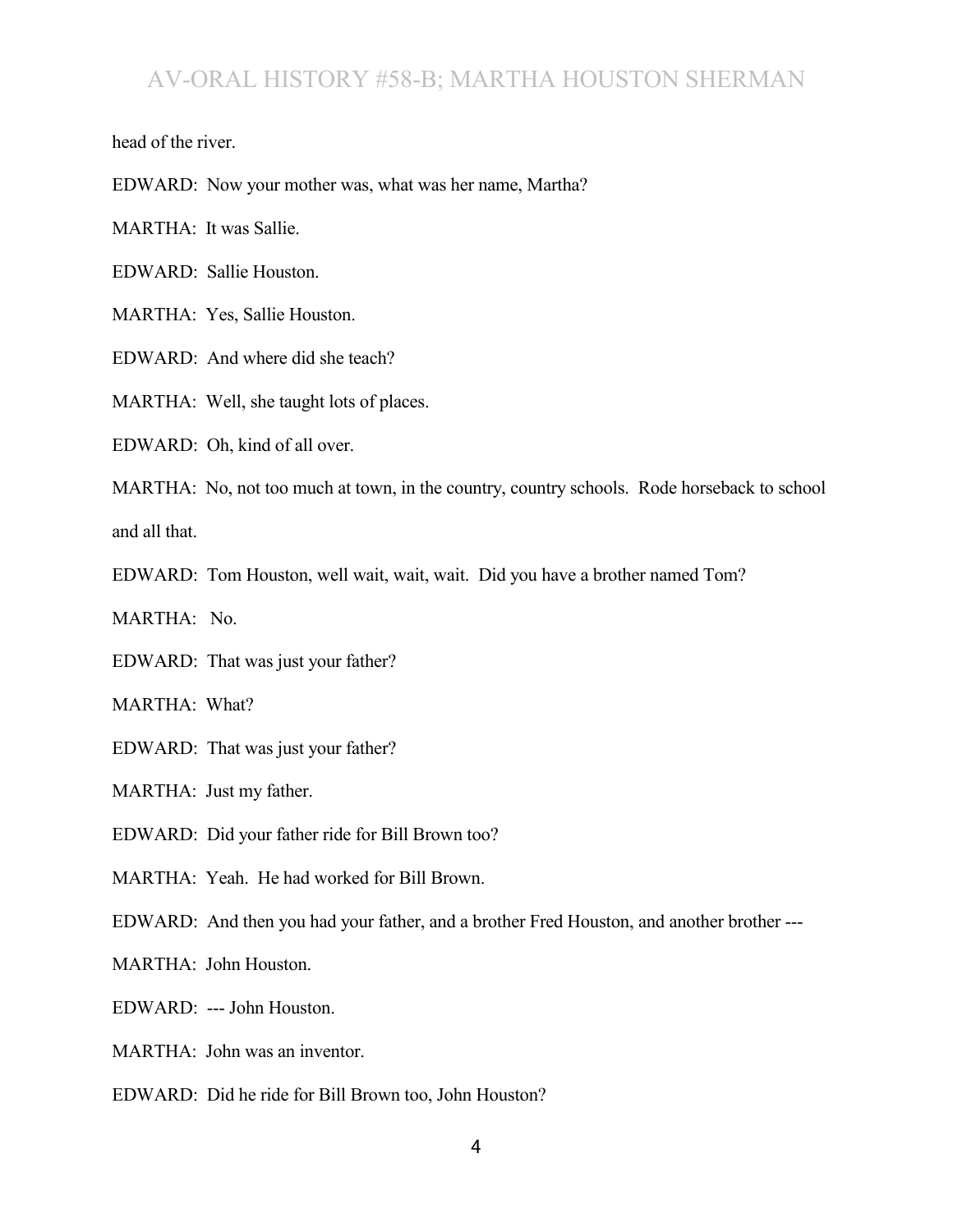head of the river.

EDWARD: Now your mother was, what was her name, Martha?

MARTHA: It was Sallie.

EDWARD: Sallie Houston.

MARTHA: Yes, Sallie Houston.

EDWARD: And where did she teach?

MARTHA: Well, she taught lots of places.

EDWARD: Oh, kind of all over.

MARTHA: No, not too much at town, in the country, country schools. Rode horseback to school and all that.

EDWARD: Tom Houston, well wait, wait, wait. Did you have a brother named Tom?

MARTHA: No.

EDWARD: That was just your father?

MARTHA: What?

EDWARD: That was just your father?

MARTHA: Just my father.

EDWARD: Did your father ride for Bill Brown too?

MARTHA: Yeah. He had worked for Bill Brown.

EDWARD: And then you had your father, and a brother Fred Houston, and another brother ---

MARTHA: John Houston.

EDWARD: --- John Houston.

MARTHA: John was an inventor.

EDWARD: Did he ride for Bill Brown too, John Houston?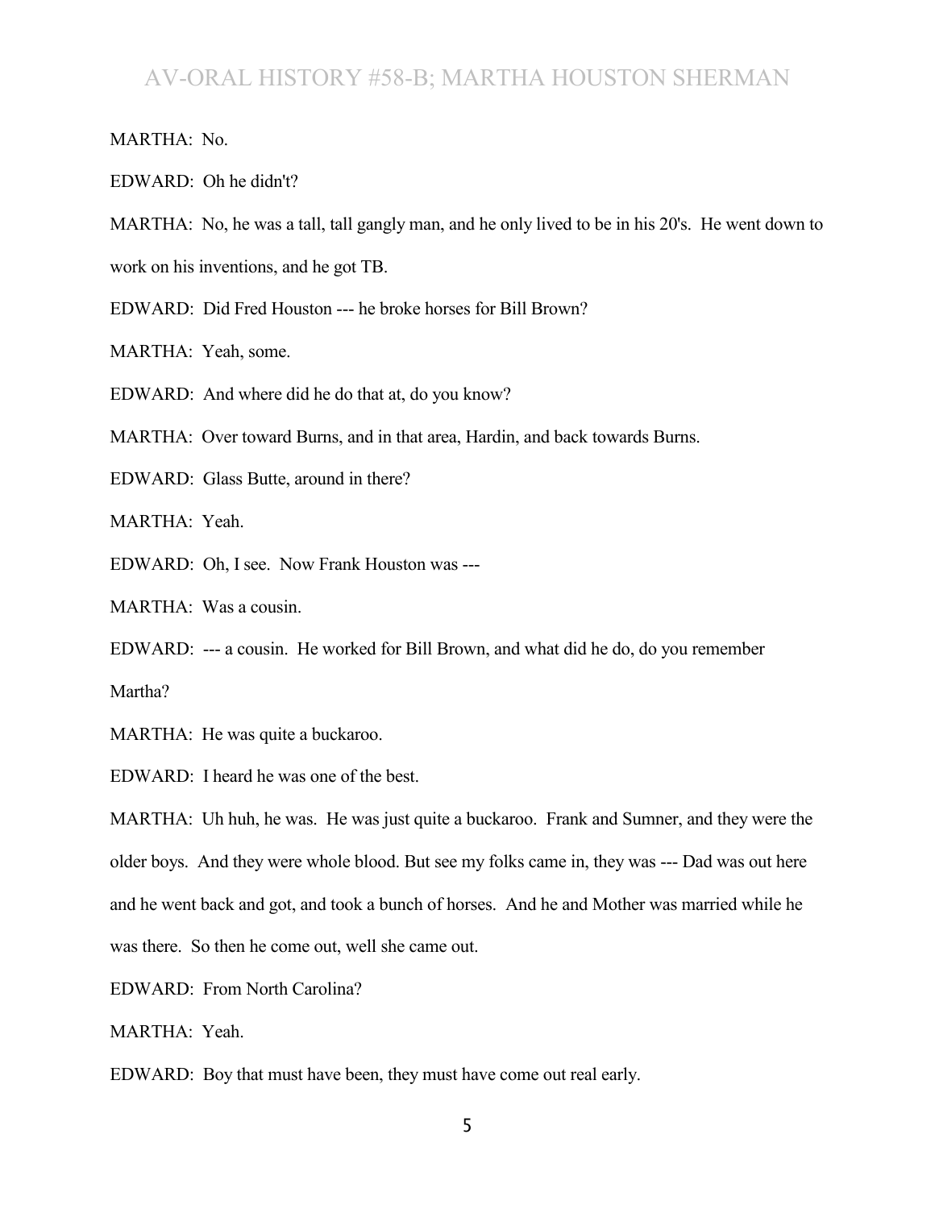MARTHA: No.

EDWARD: Oh he didn't?

MARTHA: No, he was a tall, tall gangly man, and he only lived to be in his 20's. He went down to work on his inventions, and he got TB.

EDWARD: Did Fred Houston --- he broke horses for Bill Brown?

MARTHA: Yeah, some.

EDWARD: And where did he do that at, do you know?

MARTHA: Over toward Burns, and in that area, Hardin, and back towards Burns.

EDWARD: Glass Butte, around in there?

MARTHA: Yeah.

EDWARD: Oh, I see. Now Frank Houston was ---

MARTHA: Was a cousin.

EDWARD: --- a cousin. He worked for Bill Brown, and what did he do, do you remember Martha?

MARTHA: He was quite a buckaroo.

EDWARD: I heard he was one of the best.

MARTHA: Uh huh, he was. He was just quite a buckaroo. Frank and Sumner, and they were the older boys. And they were whole blood. But see my folks came in, they was --- Dad was out here and he went back and got, and took a bunch of horses. And he and Mother was married while he was there. So then he come out, well she came out.

EDWARD: From North Carolina?

MARTHA: Yeah.

EDWARD: Boy that must have been, they must have come out real early.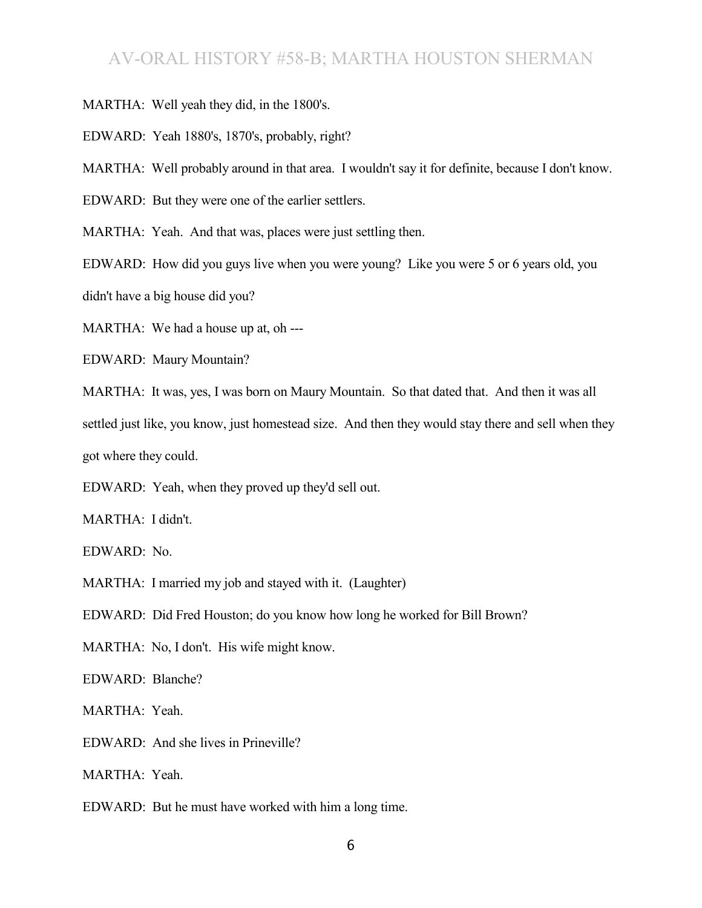MARTHA: Well yeah they did, in the 1800's.

EDWARD: Yeah 1880's, 1870's, probably, right?

MARTHA: Well probably around in that area. I wouldn't say it for definite, because I don't know.

EDWARD: But they were one of the earlier settlers.

MARTHA: Yeah. And that was, places were just settling then.

EDWARD: How did you guys live when you were young? Like you were 5 or 6 years old, you didn't have a big house did you?

MARTHA: We had a house up at, oh ---

EDWARD: Maury Mountain?

MARTHA: It was, yes, I was born on Maury Mountain. So that dated that. And then it was all settled just like, you know, just homestead size. And then they would stay there and sell when they got where they could.

EDWARD: Yeah, when they proved up they'd sell out.

MARTHA: I didn't.

EDWARD: No.

MARTHA: I married my job and stayed with it. (Laughter)

EDWARD: Did Fred Houston; do you know how long he worked for Bill Brown?

MARTHA: No, I don't. His wife might know.

EDWARD: Blanche?

MARTHA: Yeah.

EDWARD: And she lives in Prineville?

MARTHA: Yeah.

EDWARD: But he must have worked with him a long time.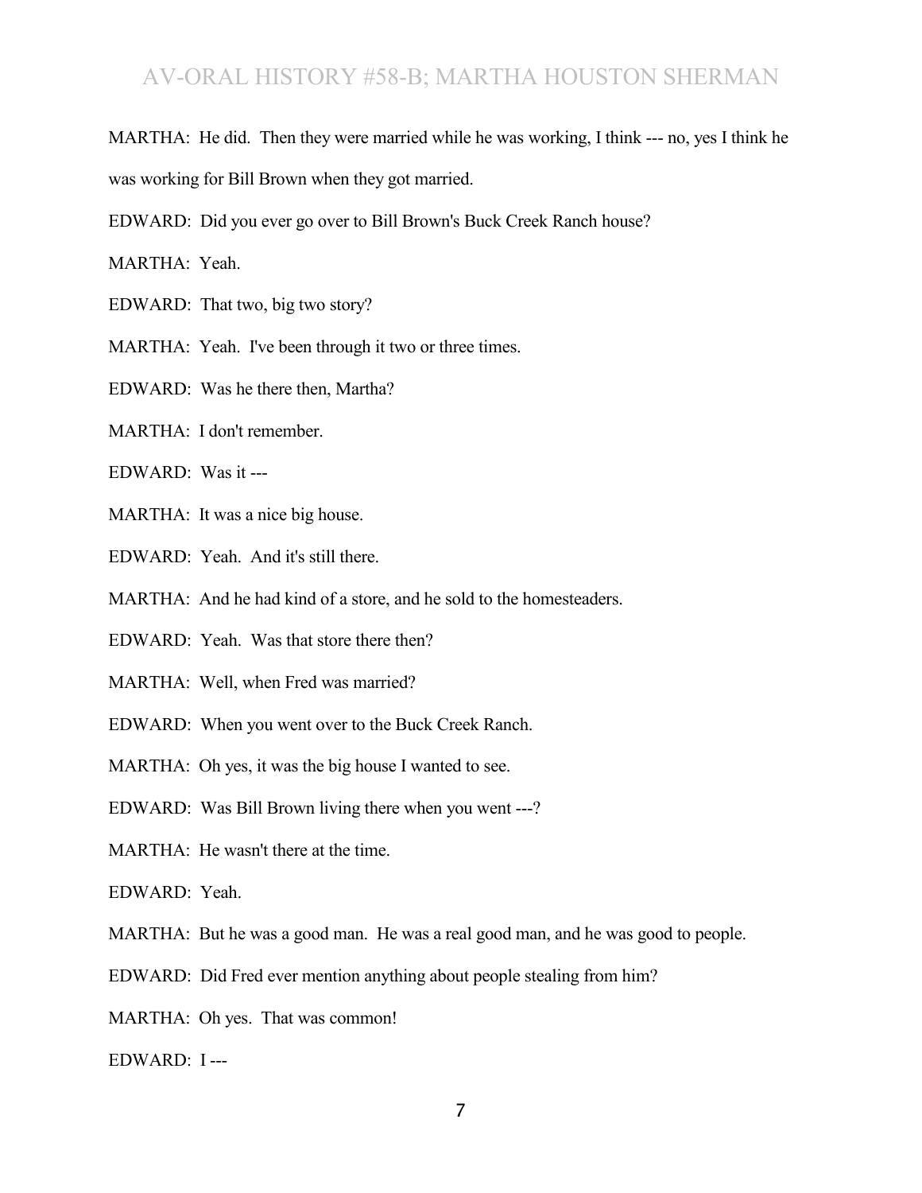MARTHA: He did. Then they were married while he was working, I think --- no, yes I think he was working for Bill Brown when they got married.

EDWARD: Did you ever go over to Bill Brown's Buck Creek Ranch house?

MARTHA: Yeah.

EDWARD: That two, big two story?

MARTHA: Yeah. I've been through it two or three times.

EDWARD: Was he there then, Martha?

MARTHA: I don't remember.

EDWARD: Was it ---

MARTHA: It was a nice big house.

EDWARD: Yeah. And it's still there.

MARTHA: And he had kind of a store, and he sold to the homesteaders.

EDWARD: Yeah. Was that store there then?

MARTHA: Well, when Fred was married?

EDWARD: When you went over to the Buck Creek Ranch.

MARTHA: Oh yes, it was the big house I wanted to see.

EDWARD: Was Bill Brown living there when you went ---?

MARTHA: He wasn't there at the time.

EDWARD: Yeah.

MARTHA: But he was a good man. He was a real good man, and he was good to people.

EDWARD: Did Fred ever mention anything about people stealing from him?

MARTHA: Oh yes. That was common!

EDWARD: I ---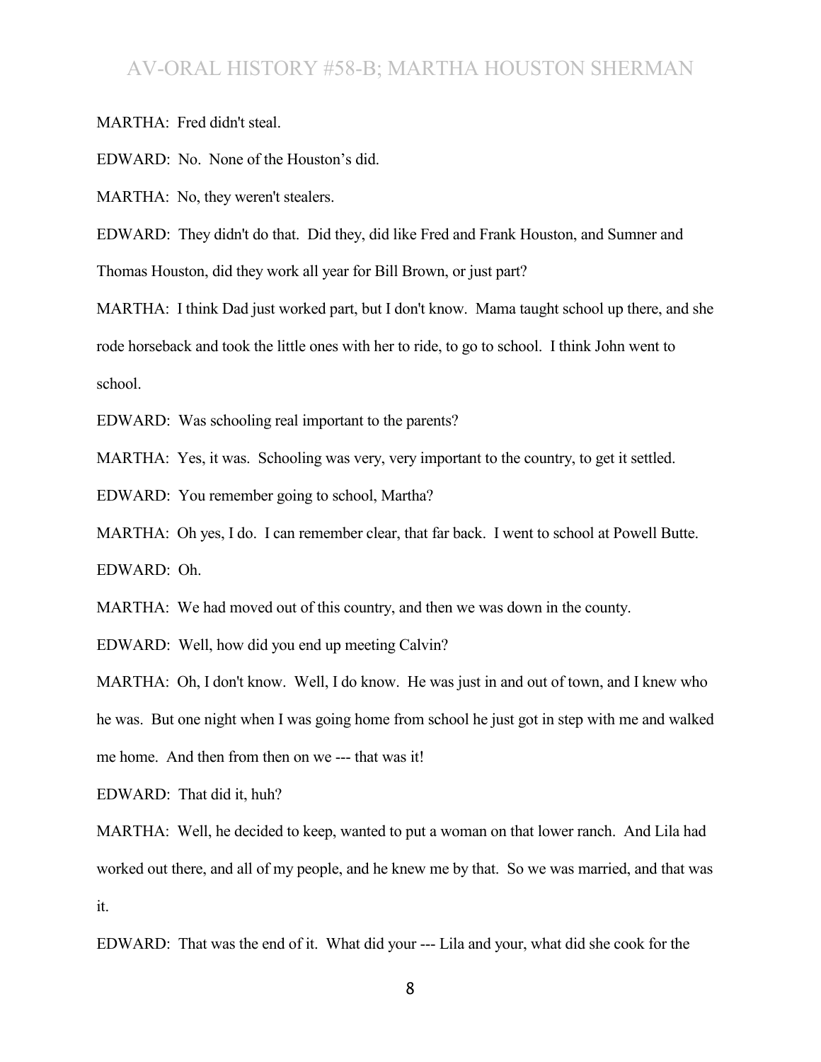MARTHA: Fred didn't steal.

EDWARD: No. None of the Houston's did.

MARTHA: No, they weren't stealers.

EDWARD: They didn't do that. Did they, did like Fred and Frank Houston, and Sumner and Thomas Houston, did they work all year for Bill Brown, or just part?

MARTHA: I think Dad just worked part, but I don't know. Mama taught school up there, and she rode horseback and took the little ones with her to ride, to go to school. I think John went to school.

EDWARD: Was schooling real important to the parents?

MARTHA: Yes, it was. Schooling was very, very important to the country, to get it settled.

EDWARD: You remember going to school, Martha?

MARTHA: Oh yes, I do. I can remember clear, that far back. I went to school at Powell Butte.

EDWARD: Oh.

MARTHA: We had moved out of this country, and then we was down in the county.

EDWARD: Well, how did you end up meeting Calvin?

MARTHA: Oh, I don't know. Well, I do know. He was just in and out of town, and I knew who he was. But one night when I was going home from school he just got in step with me and walked me home. And then from then on we --- that was it!

EDWARD: That did it, huh?

MARTHA: Well, he decided to keep, wanted to put a woman on that lower ranch. And Lila had worked out there, and all of my people, and he knew me by that. So we was married, and that was it.

EDWARD: That was the end of it. What did your --- Lila and your, what did she cook for the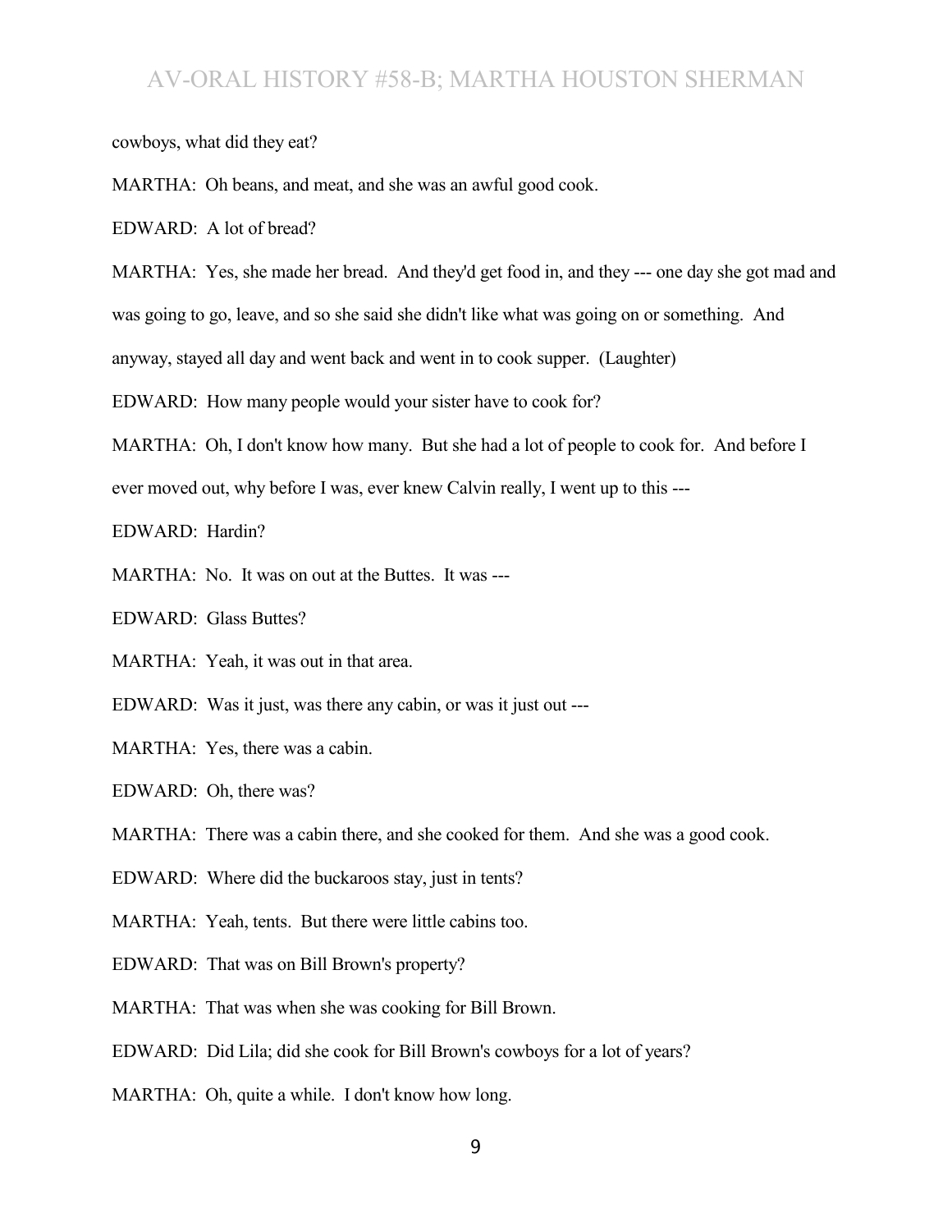cowboys, what did they eat?

MARTHA: Oh beans, and meat, and she was an awful good cook.

EDWARD: A lot of bread?

MARTHA: Yes, she made her bread. And they'd get food in, and they --- one day she got mad and was going to go, leave, and so she said she didn't like what was going on or something. And anyway, stayed all day and went back and went in to cook supper. (Laughter)

EDWARD: How many people would your sister have to cook for?

MARTHA: Oh, I don't know how many. But she had a lot of people to cook for. And before I ever moved out, why before I was, ever knew Calvin really, I went up to this ---

EDWARD: Hardin?

MARTHA: No. It was on out at the Buttes. It was ---

EDWARD: Glass Buttes?

MARTHA: Yeah, it was out in that area.

EDWARD: Was it just, was there any cabin, or was it just out ---

MARTHA: Yes, there was a cabin.

EDWARD: Oh, there was?

MARTHA: There was a cabin there, and she cooked for them. And she was a good cook.

EDWARD: Where did the buckaroos stay, just in tents?

MARTHA: Yeah, tents. But there were little cabins too.

EDWARD: That was on Bill Brown's property?

MARTHA: That was when she was cooking for Bill Brown.

EDWARD: Did Lila; did she cook for Bill Brown's cowboys for a lot of years?

MARTHA: Oh, quite a while. I don't know how long.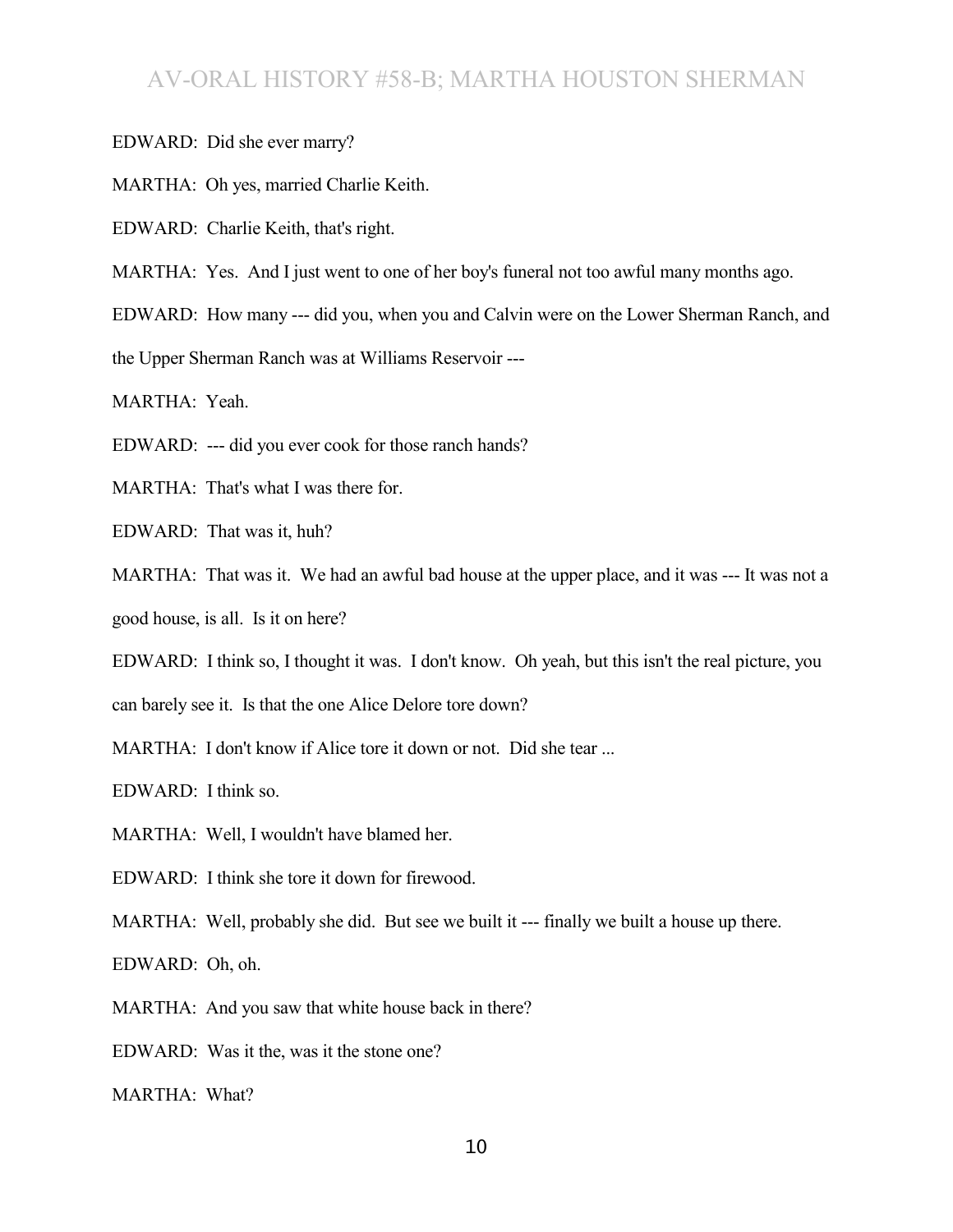EDWARD: Did she ever marry?

MARTHA: Oh yes, married Charlie Keith.

EDWARD: Charlie Keith, that's right.

MARTHA: Yes. And I just went to one of her boy's funeral not too awful many months ago.

EDWARD: How many --- did you, when you and Calvin were on the Lower Sherman Ranch, and the Upper Sherman Ranch was at Williams Reservoir ---

MARTHA: Yeah.

EDWARD: --- did you ever cook for those ranch hands?

MARTHA: That's what I was there for.

EDWARD: That was it, huh?

MARTHA: That was it. We had an awful bad house at the upper place, and it was --- It was not a good house, is all. Is it on here?

EDWARD: I think so, I thought it was. I don't know. Oh yeah, but this isn't the real picture, you can barely see it. Is that the one Alice Delore tore down?

MARTHA: I don't know if Alice tore it down or not. Did she tear ...

EDWARD: I think so.

MARTHA: Well, I wouldn't have blamed her.

EDWARD: I think she tore it down for firewood.

MARTHA: Well, probably she did. But see we built it --- finally we built a house up there.

EDWARD: Oh, oh.

MARTHA: And you saw that white house back in there?

EDWARD: Was it the, was it the stone one?

MARTHA: What?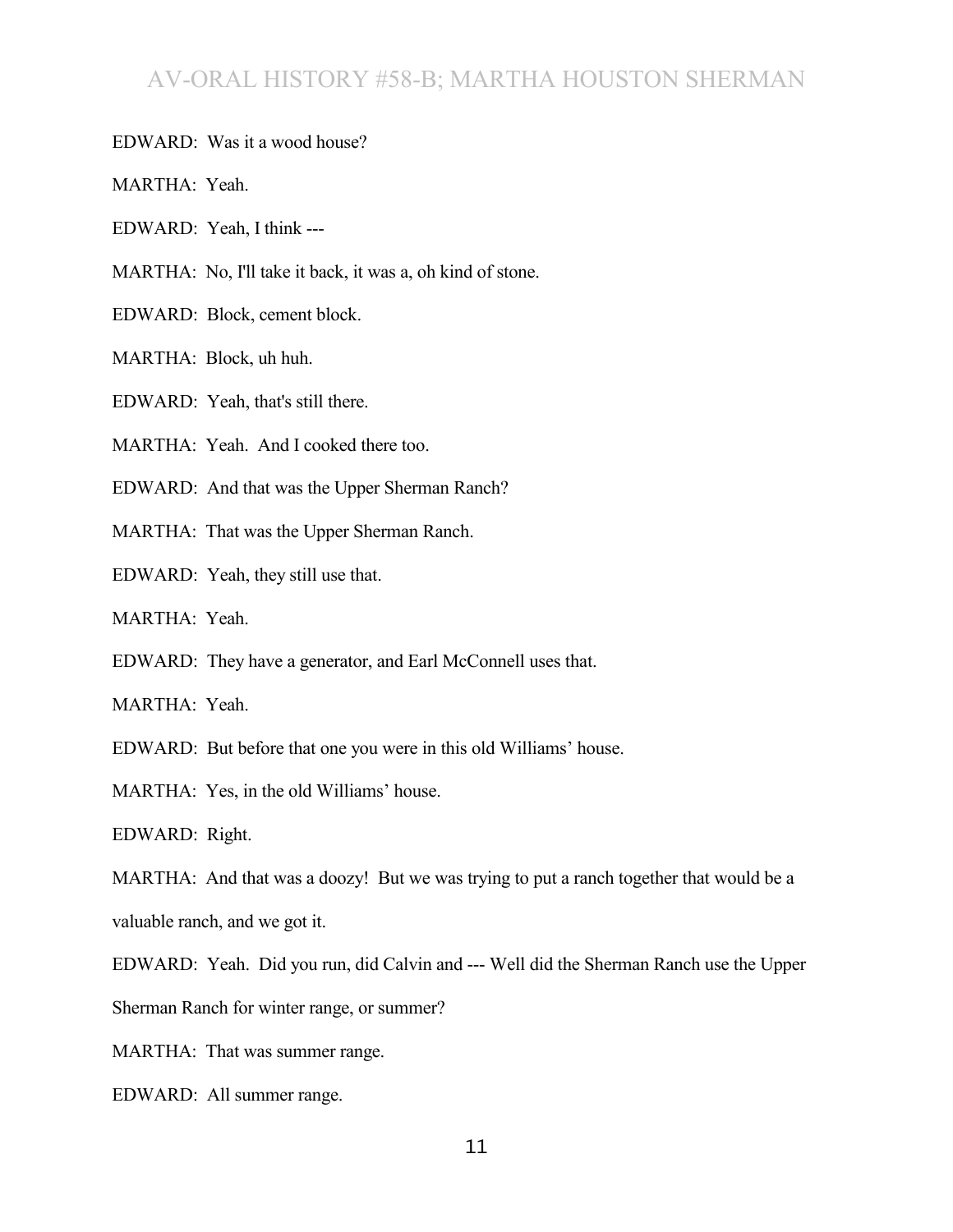EDWARD: Was it a wood house?

MARTHA: Yeah.

EDWARD: Yeah, I think ---

MARTHA: No, I'll take it back, it was a, oh kind of stone.

EDWARD: Block, cement block.

MARTHA: Block, uh huh.

EDWARD: Yeah, that's still there.

MARTHA: Yeah. And I cooked there too.

EDWARD: And that was the Upper Sherman Ranch?

MARTHA: That was the Upper Sherman Ranch.

EDWARD: Yeah, they still use that.

MARTHA: Yeah.

EDWARD: They have a generator, and Earl McConnell uses that.

MARTHA: Yeah.

EDWARD: But before that one you were in this old Williams' house.

MARTHA: Yes, in the old Williams' house.

EDWARD: Right.

MARTHA: And that was a doozy! But we was trying to put a ranch together that would be a valuable ranch, and we got it.

EDWARD: Yeah. Did you run, did Calvin and --- Well did the Sherman Ranch use the Upper Sherman Ranch for winter range, or summer?

MARTHA: That was summer range.

EDWARD: All summer range.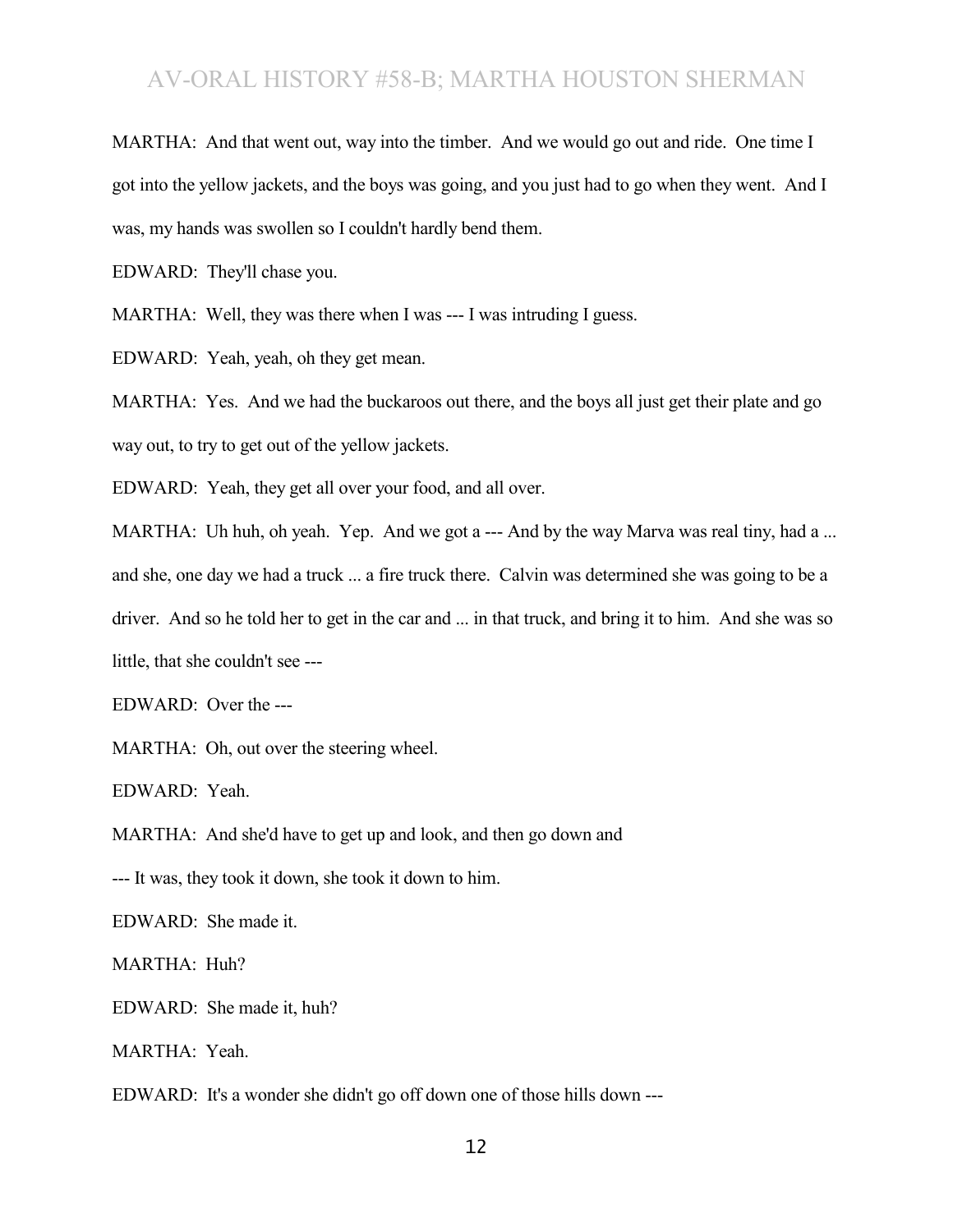MARTHA: And that went out, way into the timber. And we would go out and ride. One time I got into the yellow jackets, and the boys was going, and you just had to go when they went. And I was, my hands was swollen so I couldn't hardly bend them.

EDWARD: They'll chase you.

MARTHA: Well, they was there when I was --- I was intruding I guess.

EDWARD: Yeah, yeah, oh they get mean.

MARTHA: Yes. And we had the buckaroos out there, and the boys all just get their plate and go way out, to try to get out of the yellow jackets.

EDWARD: Yeah, they get all over your food, and all over.

MARTHA: Uh huh, oh yeah. Yep. And we got a --- And by the way Marva was real tiny, had a ... and she, one day we had a truck ... a fire truck there. Calvin was determined she was going to be a driver. And so he told her to get in the car and ... in that truck, and bring it to him. And she was so little, that she couldn't see ---

EDWARD: Over the ---

MARTHA: Oh, out over the steering wheel.

EDWARD: Yeah.

MARTHA: And she'd have to get up and look, and then go down and

--- It was, they took it down, she took it down to him.

EDWARD: She made it.

MARTHA: Huh?

EDWARD: She made it, huh?

MARTHA: Yeah.

EDWARD: It's a wonder she didn't go off down one of those hills down ---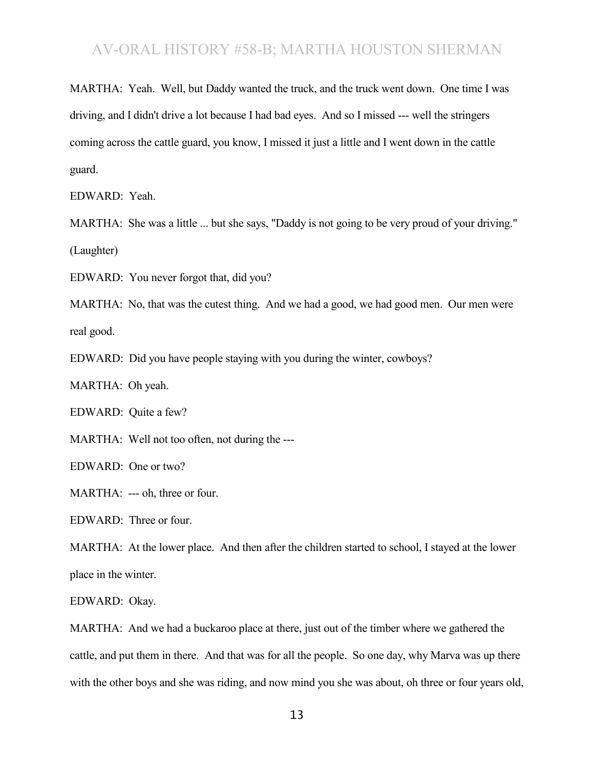MARTHA: Yeah. Well, but Daddy wanted the truck, and the truck went down. One time I was driving, and I didn't drive a lot because I had bad eyes. And so I missed --- well the stringers coming across the cattle guard, you know, I missed it just a little and I went down in the cattle guard.

EDWARD: Yeah.

MARTHA: She was a little ... but she says, "Daddy is not going to be very proud of your driving." (Laughter)

EDWARD: You never forgot that, did you?

MARTHA: No, that was the cutest thing. And we had a good, we had good men. Our men were real good.

EDWARD: Did you have people staying with you during the winter, cowboys?

MARTHA: Oh yeah.

EDWARD: Quite a few?

MARTHA: Well not too often, not during the ---

EDWARD: One or two?

MARTHA: --- oh, three or four.

EDWARD: Three or four.

MARTHA: At the lower place. And then after the children started to school, I stayed at the lower place in the winter.

EDWARD: Okay.

MARTHA: And we had a buckaroo place at there, just out of the timber where we gathered the cattle, and put them in there. And that was for all the people. So one day, why Marva was up there with the other boys and she was riding, and now mind you she was about, oh three or four years old,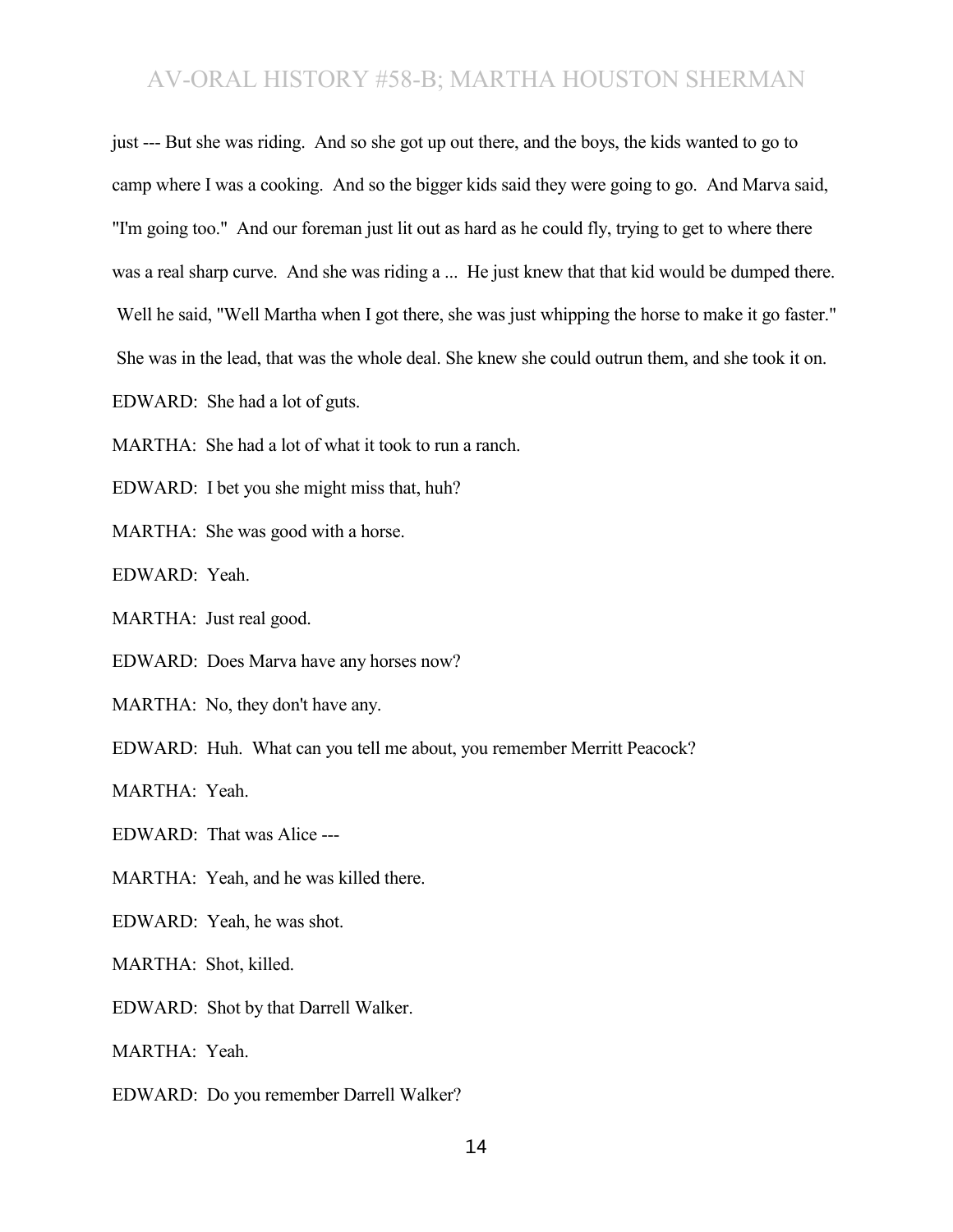just --- But she was riding. And so she got up out there, and the boys, the kids wanted to go to camp where I was a cooking. And so the bigger kids said they were going to go. And Marva said, "I'm going too." And our foreman just lit out as hard as he could fly, trying to get to where there was a real sharp curve. And she was riding a ... He just knew that that kid would be dumped there. Well he said, "Well Martha when I got there, she was just whipping the horse to make it go faster." She was in the lead, that was the whole deal. She knew she could outrun them, and she took it on.

EDWARD: She had a lot of guts.

MARTHA: She had a lot of what it took to run a ranch.

EDWARD: I bet you she might miss that, huh?

MARTHA: She was good with a horse.

EDWARD: Yeah.

MARTHA: Just real good.

EDWARD: Does Marva have any horses now?

MARTHA: No, they don't have any.

EDWARD: Huh. What can you tell me about, you remember Merritt Peacock?

MARTHA: Yeah.

EDWARD: That was Alice ---

MARTHA: Yeah, and he was killed there.

EDWARD: Yeah, he was shot.

MARTHA: Shot, killed.

EDWARD: Shot by that Darrell Walker.

MARTHA: Yeah.

EDWARD: Do you remember Darrell Walker?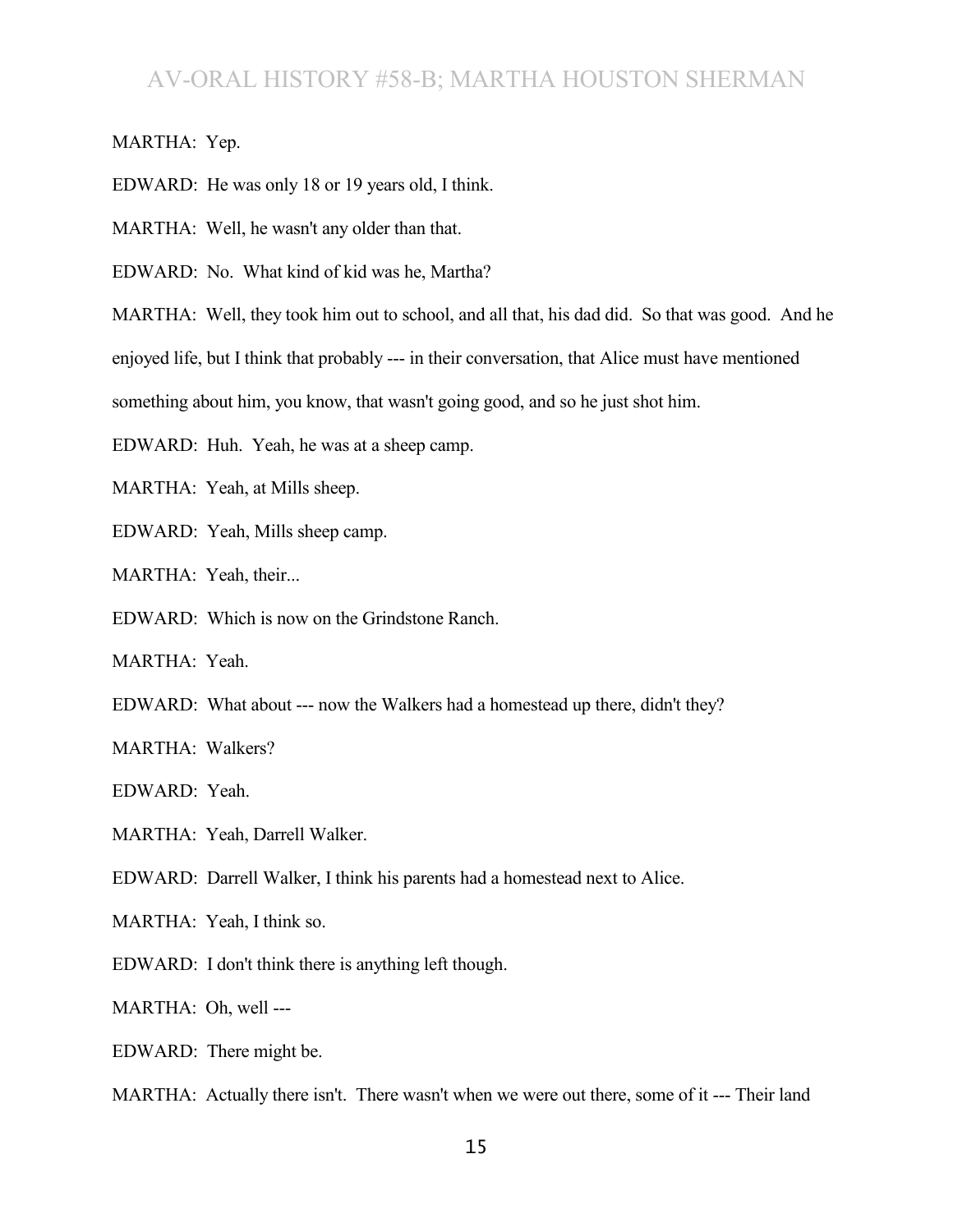MARTHA: Yep.

EDWARD: He was only 18 or 19 years old, I think.

MARTHA: Well, he wasn't any older than that.

EDWARD: No. What kind of kid was he, Martha?

MARTHA: Well, they took him out to school, and all that, his dad did. So that was good. And he enjoyed life, but I think that probably --- in their conversation, that Alice must have mentioned something about him, you know, that wasn't going good, and so he just shot him.

EDWARD: Huh. Yeah, he was at a sheep camp.

MARTHA: Yeah, at Mills sheep.

EDWARD: Yeah, Mills sheep camp.

MARTHA: Yeah, their...

EDWARD: Which is now on the Grindstone Ranch.

MARTHA: Yeah.

EDWARD: What about --- now the Walkers had a homestead up there, didn't they?

MARTHA: Walkers?

EDWARD: Yeah.

MARTHA: Yeah, Darrell Walker.

EDWARD: Darrell Walker, I think his parents had a homestead next to Alice.

MARTHA: Yeah, I think so.

EDWARD: I don't think there is anything left though.

MARTHA: Oh, well ---

EDWARD: There might be.

MARTHA: Actually there isn't. There wasn't when we were out there, some of it --- Their land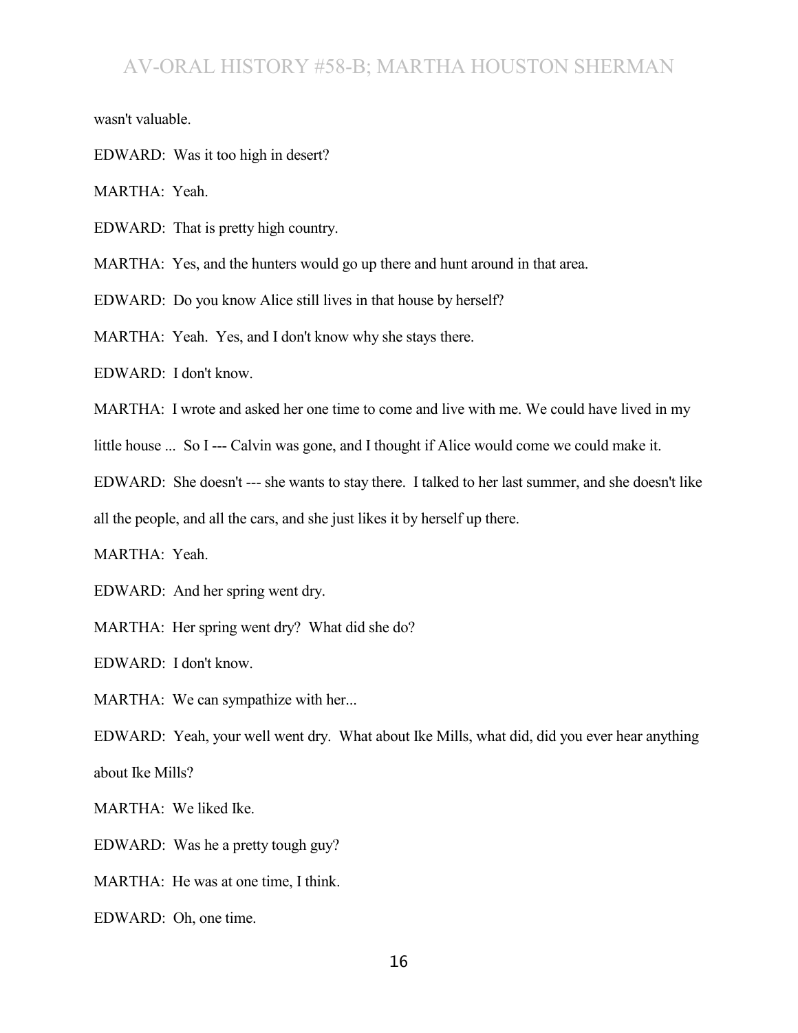wasn't valuable.

EDWARD: Was it too high in desert?

MARTHA: Yeah.

EDWARD: That is pretty high country.

MARTHA: Yes, and the hunters would go up there and hunt around in that area.

EDWARD: Do you know Alice still lives in that house by herself?

MARTHA: Yeah. Yes, and I don't know why she stays there.

EDWARD: I don't know.

MARTHA: I wrote and asked her one time to come and live with me. We could have lived in my little house ... So I --- Calvin was gone, and I thought if Alice would come we could make it.

EDWARD: She doesn't --- she wants to stay there. I talked to her last summer, and she doesn't like all the people, and all the cars, and she just likes it by herself up there.

MARTHA: Yeah.

EDWARD: And her spring went dry.

MARTHA: Her spring went dry? What did she do?

EDWARD: I don't know.

MARTHA: We can sympathize with her...

EDWARD: Yeah, your well went dry. What about Ike Mills, what did, did you ever hear anything about Ike Mills?

MARTHA: We liked Ike.

EDWARD: Was he a pretty tough guy?

MARTHA: He was at one time, I think.

EDWARD: Oh, one time.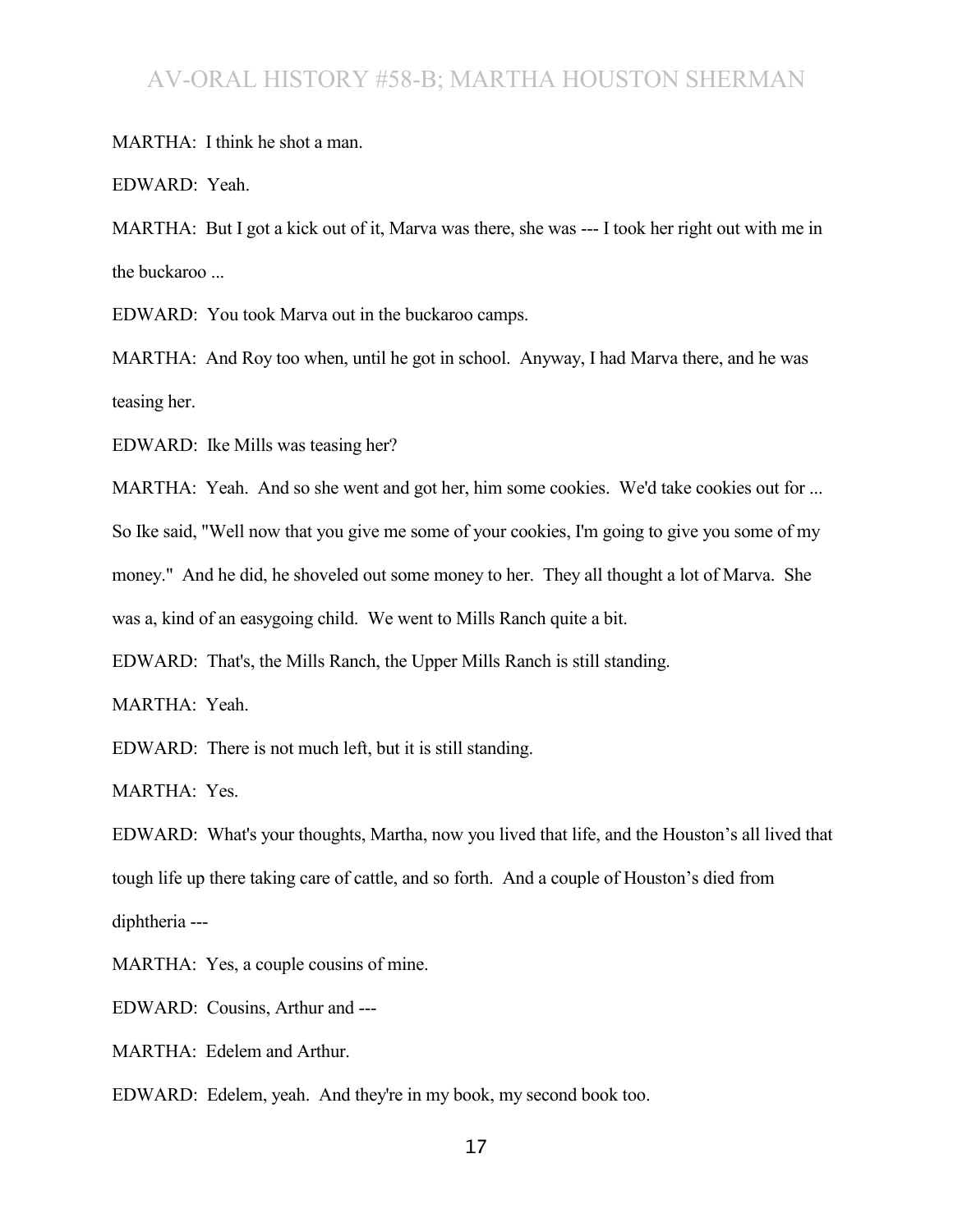MARTHA: I think he shot a man.

EDWARD: Yeah.

MARTHA: But I got a kick out of it, Marva was there, she was --- I took her right out with me in the buckaroo ...

EDWARD: You took Marva out in the buckaroo camps.

MARTHA: And Roy too when, until he got in school. Anyway, I had Marva there, and he was teasing her.

EDWARD: Ike Mills was teasing her?

MARTHA: Yeah. And so she went and got her, him some cookies. We'd take cookies out for ... So Ike said, "Well now that you give me some of your cookies, I'm going to give you some of my money." And he did, he shoveled out some money to her. They all thought a lot of Marva. She was a, kind of an easygoing child. We went to Mills Ranch quite a bit.

EDWARD: That's, the Mills Ranch, the Upper Mills Ranch is still standing.

MARTHA: Yeah.

EDWARD: There is not much left, but it is still standing.

MARTHA: Yes.

EDWARD: What's your thoughts, Martha, now you lived that life, and the Houston's all lived that tough life up there taking care of cattle, and so forth. And a couple of Houston's died from diphtheria ---

MARTHA: Yes, a couple cousins of mine.

EDWARD: Cousins, Arthur and ---

MARTHA: Edelem and Arthur.

EDWARD: Edelem, yeah. And they're in my book, my second book too.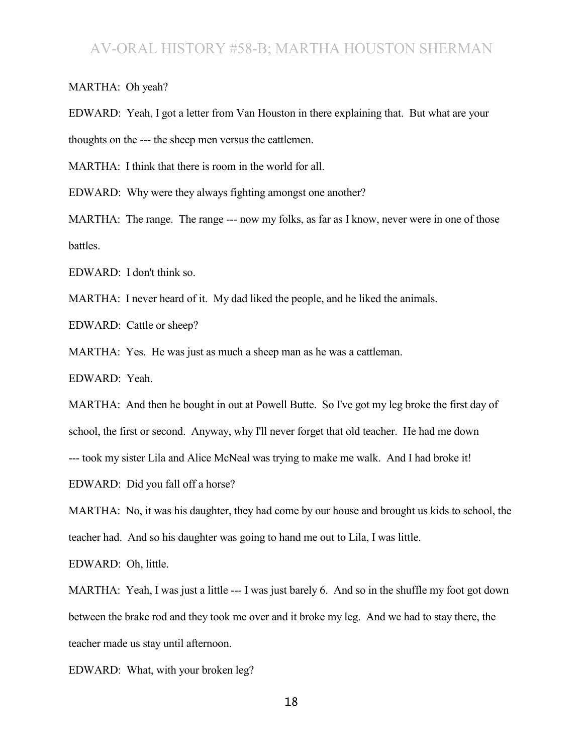MARTHA: Oh yeah?

EDWARD: Yeah, I got a letter from Van Houston in there explaining that. But what are your thoughts on the --- the sheep men versus the cattlemen.

MARTHA: I think that there is room in the world for all.

EDWARD: Why were they always fighting amongst one another?

MARTHA: The range. The range --- now my folks, as far as I know, never were in one of those battles.

EDWARD: I don't think so.

MARTHA: I never heard of it. My dad liked the people, and he liked the animals.

EDWARD: Cattle or sheep?

MARTHA: Yes. He was just as much a sheep man as he was a cattleman.

EDWARD: Yeah.

MARTHA: And then he bought in out at Powell Butte. So I've got my leg broke the first day of school, the first or second. Anyway, why I'll never forget that old teacher. He had me down --- took my sister Lila and Alice McNeal was trying to make me walk. And I had broke it!

EDWARD: Did you fall off a horse?

MARTHA: No, it was his daughter, they had come by our house and brought us kids to school, the teacher had. And so his daughter was going to hand me out to Lila, I was little.

EDWARD: Oh, little.

MARTHA: Yeah, I was just a little --- I was just barely 6. And so in the shuffle my foot got down between the brake rod and they took me over and it broke my leg. And we had to stay there, the teacher made us stay until afternoon.

EDWARD: What, with your broken leg?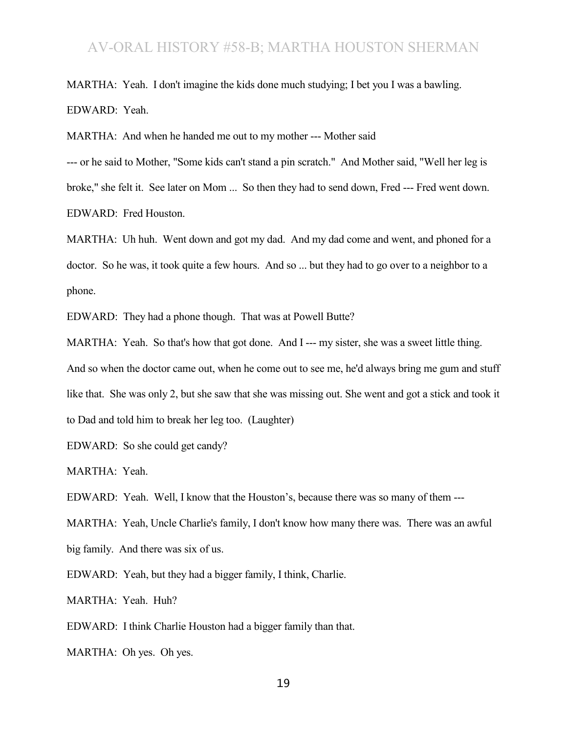MARTHA: Yeah. I don't imagine the kids done much studying; I bet you I was a bawling.

EDWARD: Yeah.

MARTHA: And when he handed me out to my mother --- Mother said --- or he said to Mother, "Some kids can't stand a pin scratch." And Mother said, "Well her leg is broke," she felt it. See later on Mom ... So then they had to send down, Fred --- Fred went down.

EDWARD: Fred Houston.

MARTHA: Uh huh. Went down and got my dad. And my dad come and went, and phoned for a doctor. So he was, it took quite a few hours. And so ... but they had to go over to a neighbor to a phone.

EDWARD: They had a phone though. That was at Powell Butte?

MARTHA: Yeah. So that's how that got done. And I --- my sister, she was a sweet little thing. And so when the doctor came out, when he come out to see me, he'd always bring me gum and stuff like that. She was only 2, but she saw that she was missing out. She went and got a stick and took it to Dad and told him to break her leg too. (Laughter)

EDWARD: So she could get candy?

MARTHA: Yeah.

EDWARD: Yeah. Well, I know that the Houston's, because there was so many of them ---

MARTHA: Yeah, Uncle Charlie's family, I don't know how many there was. There was an awful big family. And there was six of us.

EDWARD: Yeah, but they had a bigger family, I think, Charlie.

MARTHA: Yeah. Huh?

EDWARD: I think Charlie Houston had a bigger family than that.

MARTHA: Oh yes. Oh yes.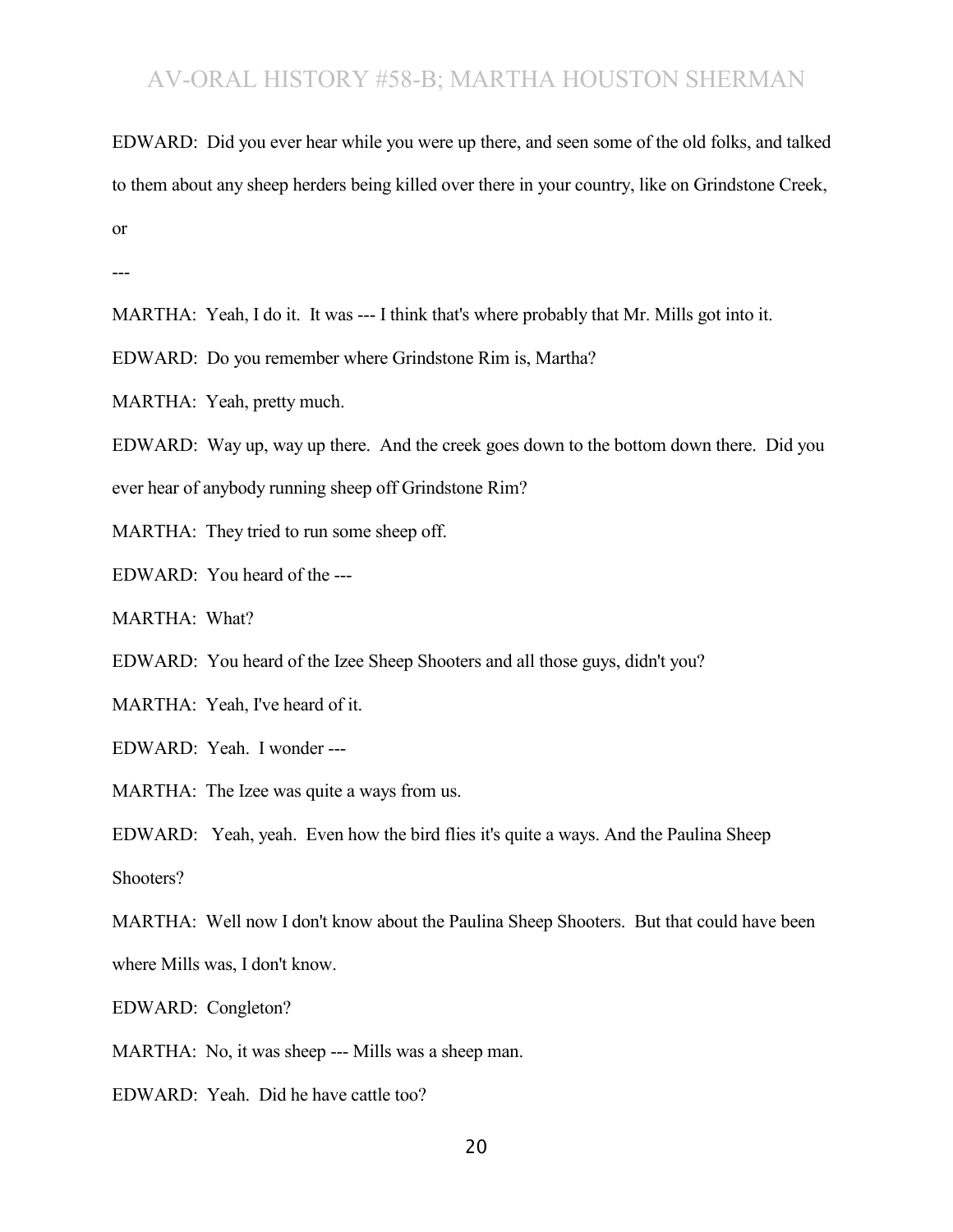EDWARD: Did you ever hear while you were up there, and seen some of the old folks, and talked to them about any sheep herders being killed over there in your country, like on Grindstone Creek, or

---

MARTHA: Yeah, I do it. It was --- I think that's where probably that Mr. Mills got into it.

EDWARD: Do you remember where Grindstone Rim is, Martha?

MARTHA: Yeah, pretty much.

EDWARD: Way up, way up there. And the creek goes down to the bottom down there. Did you ever hear of anybody running sheep off Grindstone Rim?

MARTHA: They tried to run some sheep off.

EDWARD: You heard of the ---

MARTHA: What?

EDWARD: You heard of the Izee Sheep Shooters and all those guys, didn't you?

MARTHA: Yeah, I've heard of it.

EDWARD: Yeah. I wonder ---

MARTHA: The Izee was quite a ways from us.

EDWARD: Yeah, yeah. Even how the bird flies it's quite a ways. And the Paulina Sheep Shooters?

MARTHA: Well now I don't know about the Paulina Sheep Shooters. But that could have been where Mills was, I don't know.

EDWARD: Congleton?

MARTHA: No, it was sheep --- Mills was a sheep man.

EDWARD: Yeah. Did he have cattle too?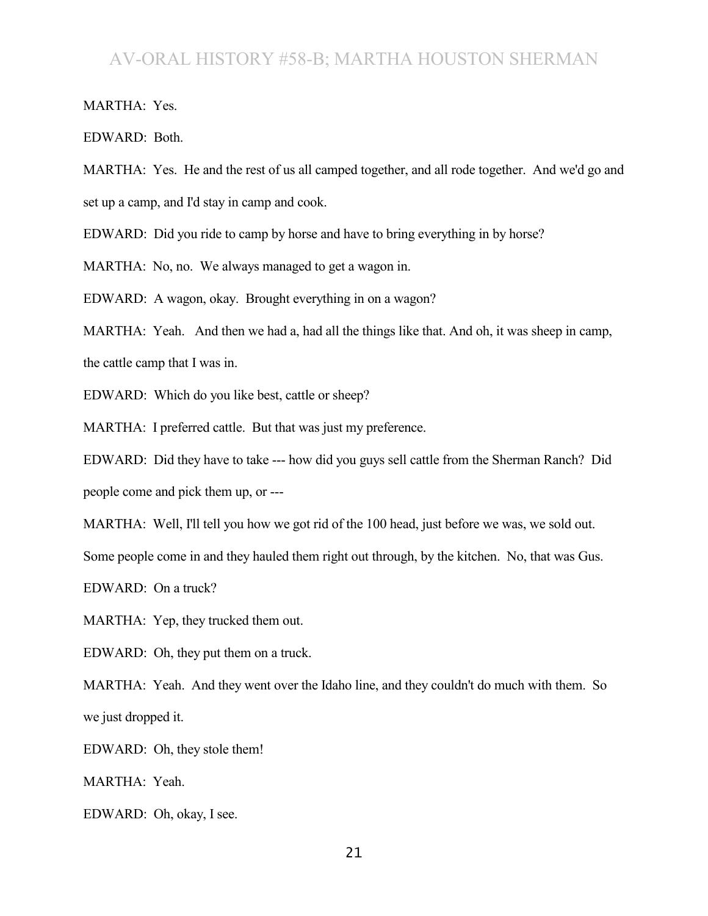MARTHA: Yes.

EDWARD: Both.

MARTHA: Yes. He and the rest of us all camped together, and all rode together. And we'd go and set up a camp, and I'd stay in camp and cook.

EDWARD: Did you ride to camp by horse and have to bring everything in by horse?

MARTHA: No, no. We always managed to get a wagon in.

EDWARD: A wagon, okay. Brought everything in on a wagon?

MARTHA: Yeah. And then we had a, had all the things like that. And oh, it was sheep in camp, the cattle camp that I was in.

EDWARD: Which do you like best, cattle or sheep?

MARTHA: I preferred cattle. But that was just my preference.

EDWARD: Did they have to take --- how did you guys sell cattle from the Sherman Ranch? Did people come and pick them up, or ---

MARTHA: Well, I'll tell you how we got rid of the 100 head, just before we was, we sold out. Some people come in and they hauled them right out through, by the kitchen. No, that was Gus.

EDWARD: On a truck?

MARTHA: Yep, they trucked them out.

EDWARD: Oh, they put them on a truck.

MARTHA: Yeah. And they went over the Idaho line, and they couldn't do much with them. So we just dropped it.

EDWARD: Oh, they stole them!

MARTHA: Yeah.

EDWARD: Oh, okay, I see.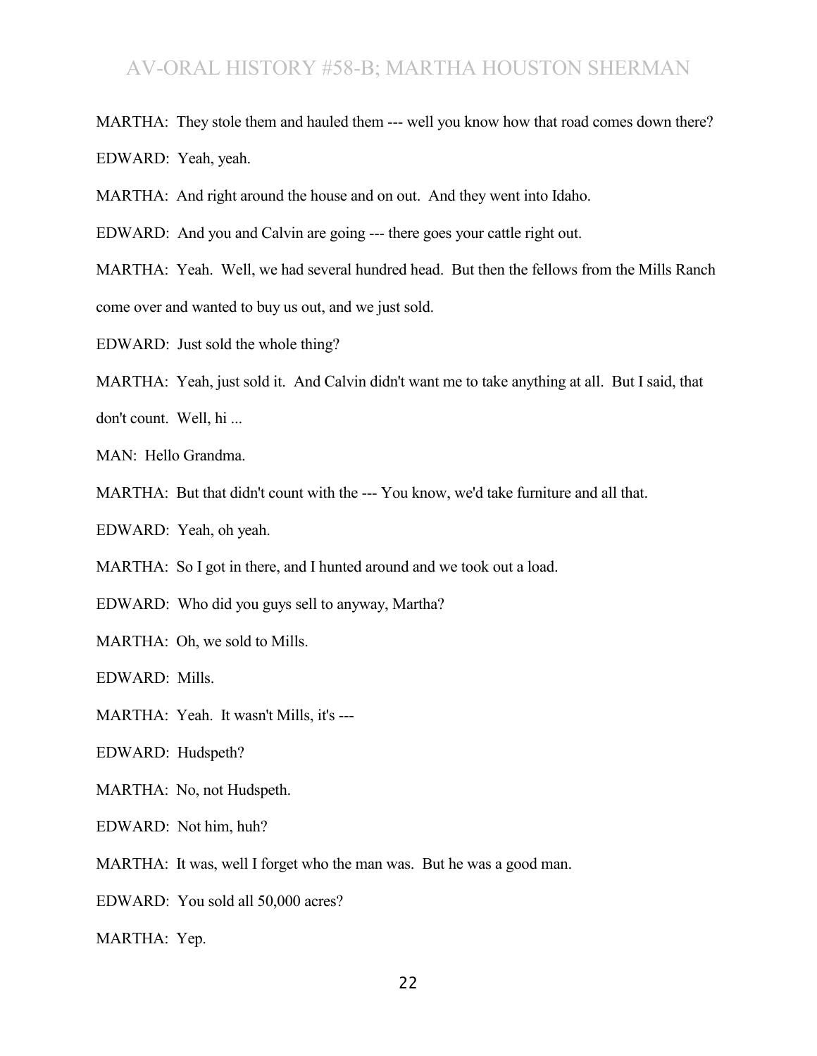MARTHA: They stole them and hauled them --- well you know how that road comes down there?

EDWARD: Yeah, yeah.

MARTHA: And right around the house and on out. And they went into Idaho.

EDWARD: And you and Calvin are going --- there goes your cattle right out.

MARTHA: Yeah. Well, we had several hundred head. But then the fellows from the Mills Ranch come over and wanted to buy us out, and we just sold.

EDWARD: Just sold the whole thing?

MARTHA: Yeah, just sold it. And Calvin didn't want me to take anything at all. But I said, that don't count. Well, hi ...

MAN: Hello Grandma.

MARTHA: But that didn't count with the --- You know, we'd take furniture and all that.

EDWARD: Yeah, oh yeah.

MARTHA: So I got in there, and I hunted around and we took out a load.

EDWARD: Who did you guys sell to anyway, Martha?

MARTHA: Oh, we sold to Mills.

EDWARD: Mills.

MARTHA: Yeah. It wasn't Mills, it's ---

EDWARD: Hudspeth?

MARTHA: No, not Hudspeth.

EDWARD: Not him, huh?

MARTHA: It was, well I forget who the man was. But he was a good man.

EDWARD: You sold all 50,000 acres?

MARTHA: Yep.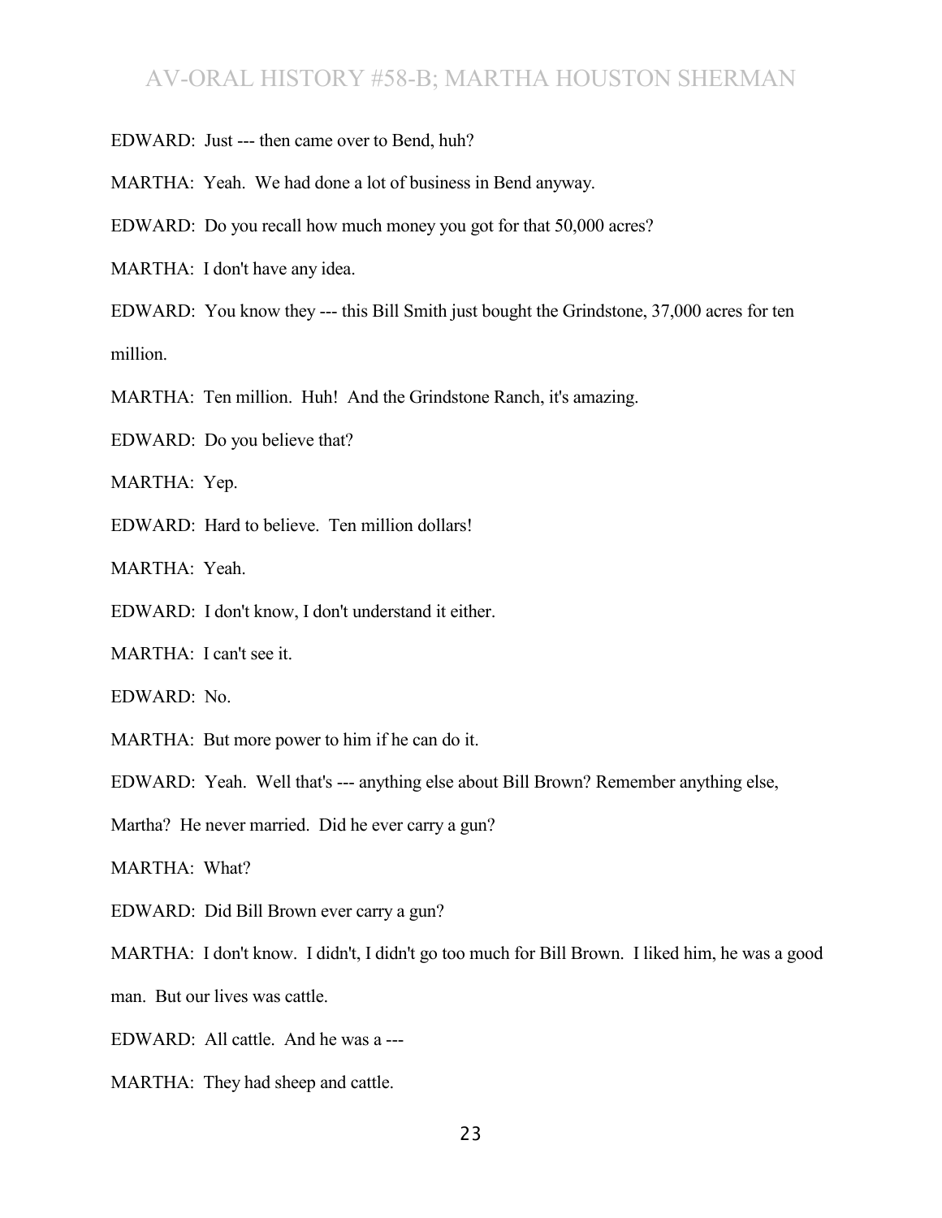EDWARD: Just --- then came over to Bend, huh?

MARTHA: Yeah. We had done a lot of business in Bend anyway.

EDWARD: Do you recall how much money you got for that 50,000 acres?

MARTHA: I don't have any idea.

EDWARD: You know they --- this Bill Smith just bought the Grindstone, 37,000 acres for ten million.

MARTHA: Ten million. Huh! And the Grindstone Ranch, it's amazing.

EDWARD: Do you believe that?

MARTHA: Yep.

EDWARD: Hard to believe. Ten million dollars!

MARTHA: Yeah.

EDWARD: I don't know, I don't understand it either.

MARTHA: I can't see it.

EDWARD: No.

MARTHA: But more power to him if he can do it.

EDWARD: Yeah. Well that's --- anything else about Bill Brown? Remember anything else, Martha? He never married. Did he ever carry a gun?

MARTHA: What?

EDWARD: Did Bill Brown ever carry a gun?

MARTHA: I don't know. I didn't, I didn't go too much for Bill Brown. I liked him, he was a good man. But our lives was cattle.

EDWARD: All cattle. And he was a ---

MARTHA: They had sheep and cattle.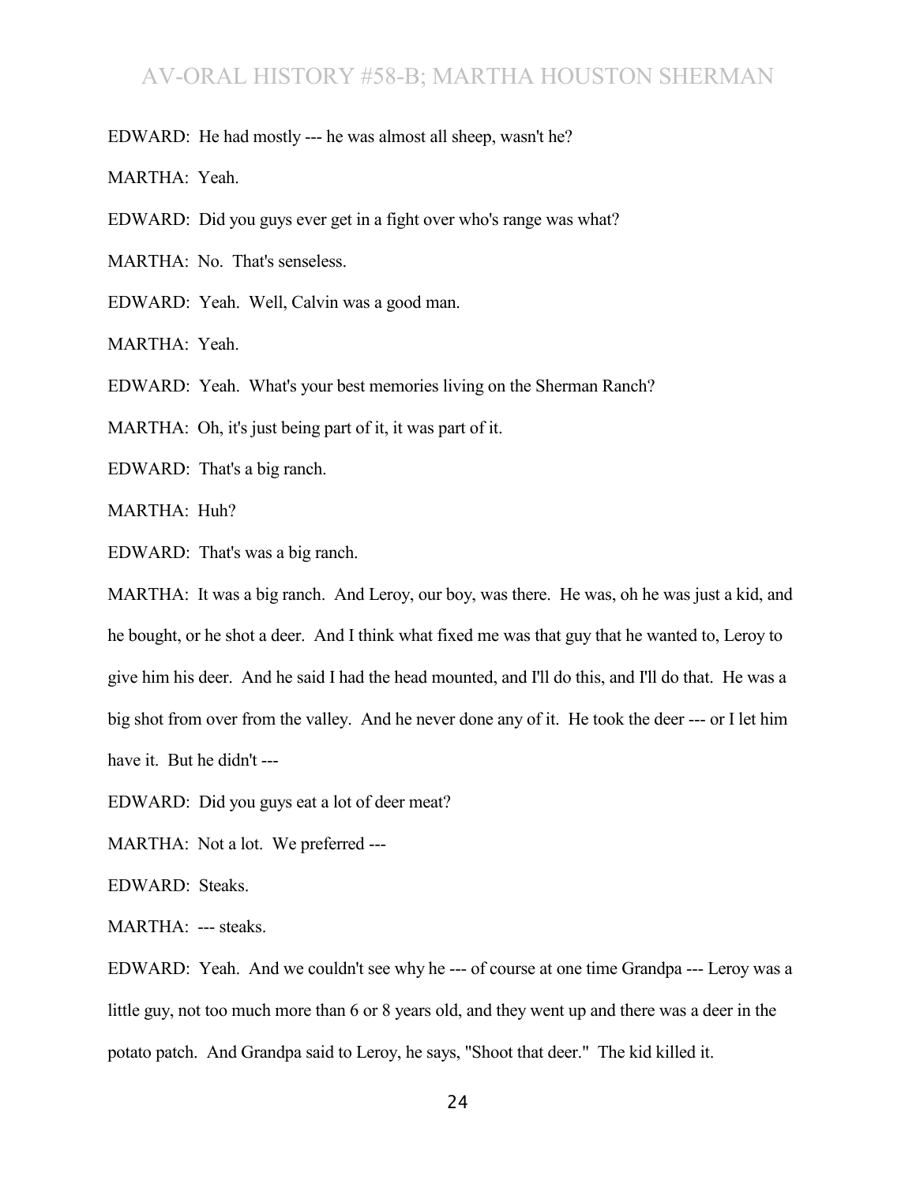EDWARD: He had mostly --- he was almost all sheep, wasn't he?

MARTHA: Yeah.

EDWARD: Did you guys ever get in a fight over who's range was what?

MARTHA: No. That's senseless.

EDWARD: Yeah. Well, Calvin was a good man.

MARTHA: Yeah.

EDWARD: Yeah. What's your best memories living on the Sherman Ranch?

MARTHA: Oh, it's just being part of it, it was part of it.

EDWARD: That's a big ranch.

MARTHA: Huh?

EDWARD: That's was a big ranch.

MARTHA: It was a big ranch. And Leroy, our boy, was there. He was, oh he was just a kid, and he bought, or he shot a deer. And I think what fixed me was that guy that he wanted to, Leroy to give him his deer. And he said I had the head mounted, and I'll do this, and I'll do that. He was a big shot from over from the valley. And he never done any of it. He took the deer --- or I let him have it. But he didn't ---

EDWARD: Did you guys eat a lot of deer meat?

MARTHA: Not a lot. We preferred ---

EDWARD: Steaks.

MARTHA: --- steaks.

EDWARD: Yeah. And we couldn't see why he --- of course at one time Grandpa --- Leroy was a little guy, not too much more than 6 or 8 years old, and they went up and there was a deer in the potato patch. And Grandpa said to Leroy, he says, "Shoot that deer." The kid killed it.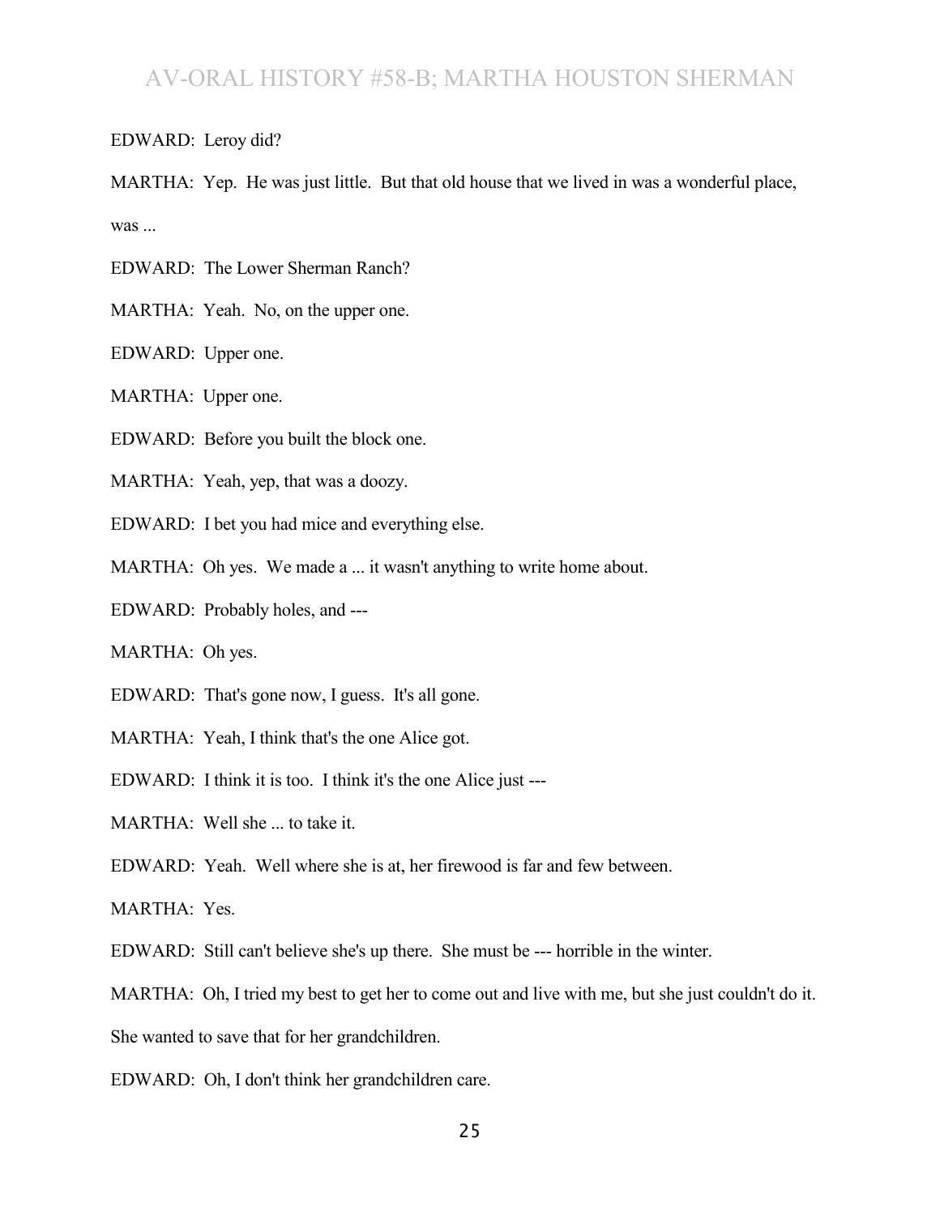EDWARD: Leroy did?

MARTHA: Yep. He was just little. But that old house that we lived in was a wonderful place, was ...

EDWARD: The Lower Sherman Ranch?

MARTHA: Yeah. No, on the upper one.

EDWARD: Upper one.

MARTHA: Upper one.

EDWARD: Before you built the block one.

MARTHA: Yeah, yep, that was a doozy.

EDWARD: I bet you had mice and everything else.

MARTHA: Oh yes. We made a ... it wasn't anything to write home about.

EDWARD: Probably holes, and ---

MARTHA: Oh yes.

EDWARD: That's gone now, I guess. It's all gone.

MARTHA: Yeah, I think that's the one Alice got.

EDWARD: I think it is too. I think it's the one Alice just ---

MARTHA: Well she ... to take it.

EDWARD: Yeah. Well where she is at, her firewood is far and few between.

MARTHA: Yes.

EDWARD: Still can't believe she's up there. She must be --- horrible in the winter.

MARTHA: Oh, I tried my best to get her to come out and live with me, but she just couldn't do it. She wanted to save that for her grandchildren.

EDWARD: Oh, I don't think her grandchildren care.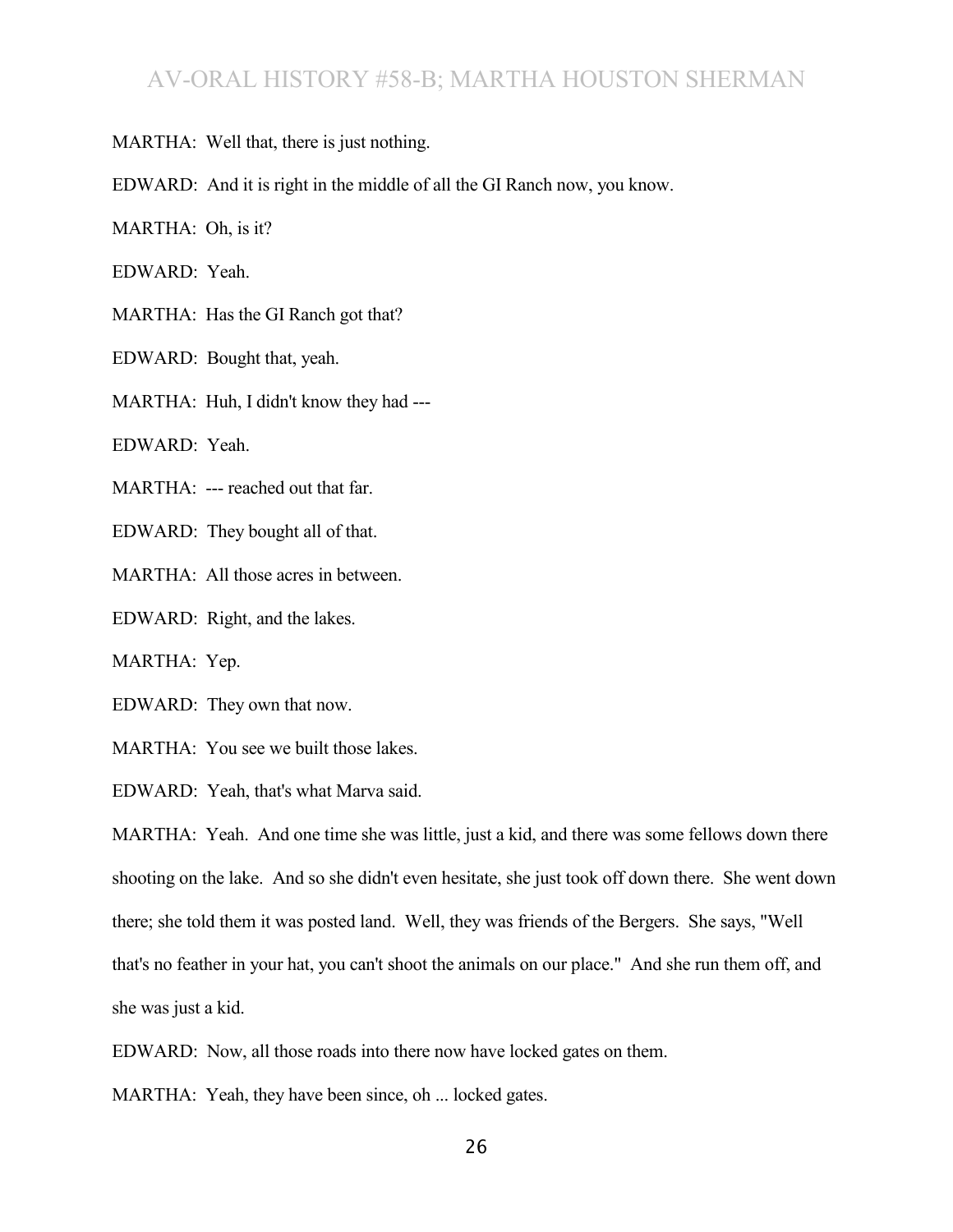MARTHA: Well that, there is just nothing.

EDWARD: And it is right in the middle of all the GI Ranch now, you know.

MARTHA: Oh, is it?

EDWARD: Yeah.

MARTHA: Has the GI Ranch got that?

EDWARD: Bought that, yeah.

MARTHA: Huh, I didn't know they had ---

EDWARD: Yeah.

MARTHA: --- reached out that far.

EDWARD: They bought all of that.

MARTHA: All those acres in between.

EDWARD: Right, and the lakes.

MARTHA: Yep.

EDWARD: They own that now.

MARTHA: You see we built those lakes.

EDWARD: Yeah, that's what Marva said.

MARTHA: Yeah. And one time she was little, just a kid, and there was some fellows down there shooting on the lake. And so she didn't even hesitate, she just took off down there. She went down there; she told them it was posted land. Well, they was friends of the Bergers. She says, "Well that's no feather in your hat, you can't shoot the animals on our place." And she run them off, and she was just a kid.

EDWARD: Now, all those roads into there now have locked gates on them.

MARTHA: Yeah, they have been since, oh ... locked gates.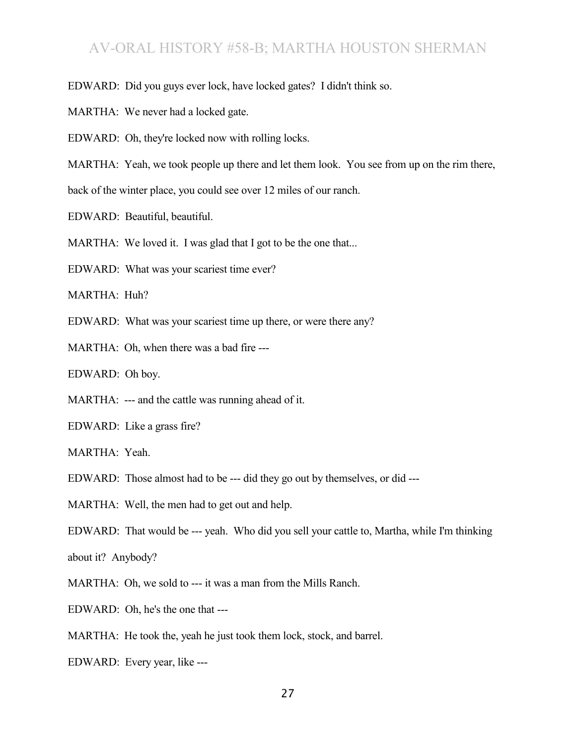EDWARD: Did you guys ever lock, have locked gates? I didn't think so.

MARTHA: We never had a locked gate.

EDWARD: Oh, they're locked now with rolling locks.

MARTHA: Yeah, we took people up there and let them look. You see from up on the rim there, back of the winter place, you could see over 12 miles of our ranch.

EDWARD: Beautiful, beautiful.

MARTHA: We loved it. I was glad that I got to be the one that...

EDWARD: What was your scariest time ever?

MARTHA: Huh?

EDWARD: What was your scariest time up there, or were there any?

MARTHA: Oh, when there was a bad fire ---

EDWARD: Oh boy.

MARTHA: --- and the cattle was running ahead of it.

EDWARD: Like a grass fire?

MARTHA: Yeah.

EDWARD: Those almost had to be --- did they go out by themselves, or did ---

MARTHA: Well, the men had to get out and help.

EDWARD: That would be --- yeah. Who did you sell your cattle to, Martha, while I'm thinking about it? Anybody?

MARTHA: Oh, we sold to --- it was a man from the Mills Ranch.

EDWARD: Oh, he's the one that ---

MARTHA: He took the, yeah he just took them lock, stock, and barrel.

EDWARD: Every year, like ---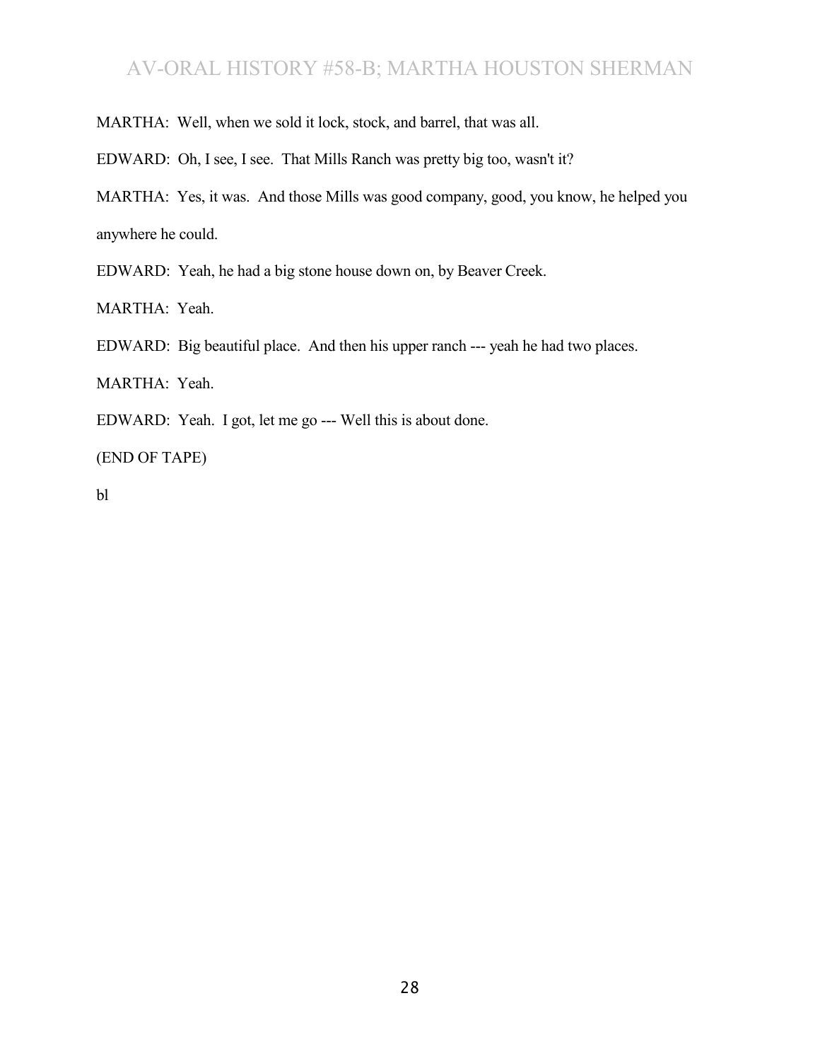MARTHA: Well, when we sold it lock, stock, and barrel, that was all.

EDWARD: Oh, I see, I see. That Mills Ranch was pretty big too, wasn't it?

MARTHA: Yes, it was. And those Mills was good company, good, you know, he helped you anywhere he could.

EDWARD: Yeah, he had a big stone house down on, by Beaver Creek.

MARTHA: Yeah.

EDWARD: Big beautiful place. And then his upper ranch --- yeah he had two places.

MARTHA: Yeah.

EDWARD: Yeah. I got, let me go --- Well this is about done.

(END OF TAPE)

bl